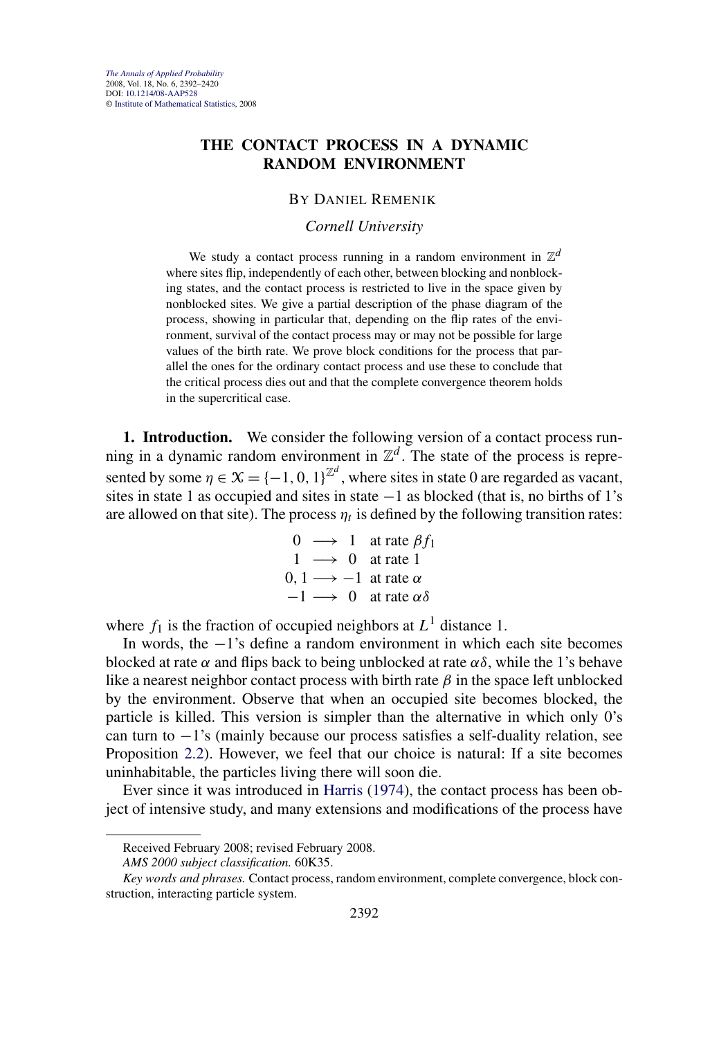# THE CONTACT PROCESS IN A DYNAMIC RANDOM ENVIRONMENT

BY DANIEL REMENIK

*Cornell University*

We study a contact process running in a random environment in $\mathbb{Z}^d$ where sites flip, independently of each other, between blocking and nonblocking states, and the contact process is restricted to live in the space given by nonblocked sites. We give a partial description of the phase diagram of the process, showing in particular that, depending on the flip rates of the environment, survival of the contact process may or may not be possible for large values of the birth rate. We prove block conditions for the process that parallel the ones for the ordinary contact process and use these to conclude that the critical process dies out and that the complete convergence theorem holds in the supercritical case.

**1. Introduction.** We consider the following version of a contact process running in a dynamic random environment in $\mathbb{Z}^d$. The state of the process is represented by some $\eta \in \mathcal{X} = \{-1, 0, 1\}^{\mathbb{Z}^d}$, where sites in state 0 are regarded as vacant, sites in state 1 as occupied and sites in state $-1$ as blocked (that is, no births of 1's are allowed on that site). The process $\eta_t$ is defined by the following transition rates:

$$
\begin{aligned}
0 &\longrightarrow 1 \quad \text{at rate } \beta f_1 \\
1 &\longrightarrow 0 \quad \text{at rate } 1 \\
0, 1 &\longrightarrow -1 \quad \text{at rate } \alpha \\
-1 &\longrightarrow 0 \quad \text{at rate } \alpha\delta
\end{aligned}
$$

where $f_1$ is the fraction of occupied neighbors at $L^1$ distance 1.

In words, the $-1$'s define a random environment in which each site becomes blocked at rate $\alpha$ and flips back to being unblocked at rate $\alpha\delta$, while the 1's behave like a nearest neighbor contact process with birth rate $\beta$ in the space left unblocked by the environment. Observe that when an occupied site becomes blocked, the particle is killed. This version is simpler than the alternative in which only 0's can turn to $-1$'s (mainly because our process satisfies a self-duality relation, see Proposition 2.2). However, we feel that our choice is natural: If a site becomes uninhabitable, the particles living there will soon die.

Ever since it was introduced in Harris (1974), the contact process has been object of intensive study, and many extensions and modifications of the process have

Received February 2008; revised February 2008.

*AMS 2000 subject classification.* 60K35.

*Key words and phrases.* Contact process, random environment, complete convergence, block construction, interacting particle system.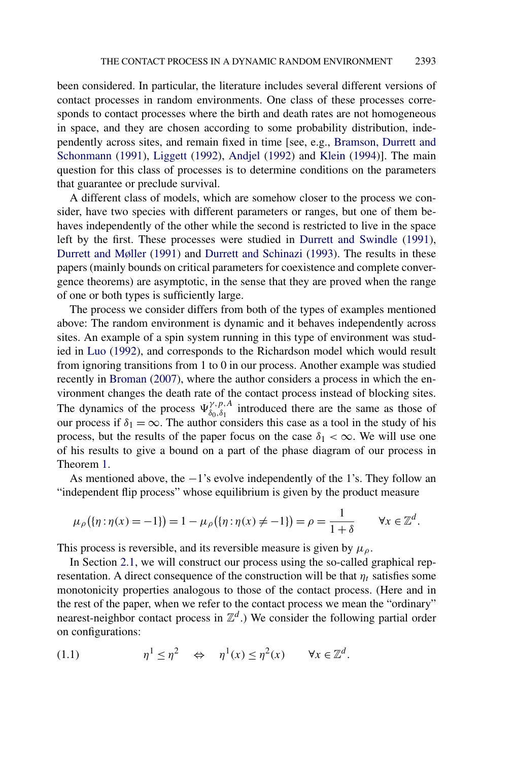been considered. In particular, the literature includes several different versions of contact processes in random environments. One class of these processes corresponds to contact processes where the birth and death rates are not homogeneous in space, and they are chosen according to some probability distribution, independently across sites, and remain fixed in time [see, e.g., Bramson, Durrett and Schonmann (1991), Liggett (1992), Andjel (1992) and Klein (1994)]. The main question for this class of processes is to determine conditions on the parameters that guarantee or preclude survival.

A different class of models, which are somehow closer to the process we consider, have two species with different parameters or ranges, but one of them behaves independently of the other while the second is restricted to live in the space left by the first. These processes were studied in Durrett and Swindle (1991), Durrett and Møller (1991) and Durrett and Schinazi (1993). The results in these papers (mainly bounds on critical parameters for coexistence and complete convergence theorems) are asymptotic, in the sense that they are proved when the range of one or both types is sufficiently large.

The process we consider differs from both of the types of examples mentioned above: The random environment is dynamic and it behaves independently across sites. An example of a spin system running in this type of environment was studied in Luo (1992), and corresponds to the Richardson model which would result from ignoring transitions from 1 to 0 in our process. Another example was studied recently in Broman (2007), where the author considers a process in which the environment changes the death rate of the contact process instead of blocking sites. The dynamics of the process $\Psi^{\gamma,p,A}_{\delta_0,\delta_1}$ introduced there are the same as those of our process if $\delta_1 = \infty$. The author considers this case as a tool in the study of his process, but the results of the paper focus on the case $\delta_1 < \infty$. We will use one of his results to give a bound on a part of the phase diagram of our process in Theorem 1.

As mentioned above, the $-1$'s evolve independently of the 1's. They follow an "independent flip process" whose equilibrium is given by the product measure

$$\mu_\rho(\{\eta : \eta(x) = -1\}) = 1 - \mu_\rho(\{\eta : \eta(x) \neq -1\}) = \rho = \frac{1}{1+\delta} \qquad \forall x \in \mathbb{Z}^d.$$

This process is reversible, and its reversible measure is given by $\mu_\rho$.

In Section 2.1, we will construct our process using the so-called graphical representation. A direct consequence of the construction will be that $\eta_t$ satisfies some monotonicity properties analogous to those of the contact process. (Here and in the rest of the paper, when we refer to the contact process we mean the "ordinary" nearest-neighbor contact process in $\mathbb{Z}^d$.) We consider the following partial order on configurations:

$$\eta^1 \leq \eta^2 \quad \Leftrightarrow \quad \eta^1(x) \leq \eta^2(x) \qquad \forall x \in \mathbb{Z}^d. \tag{1.1}$$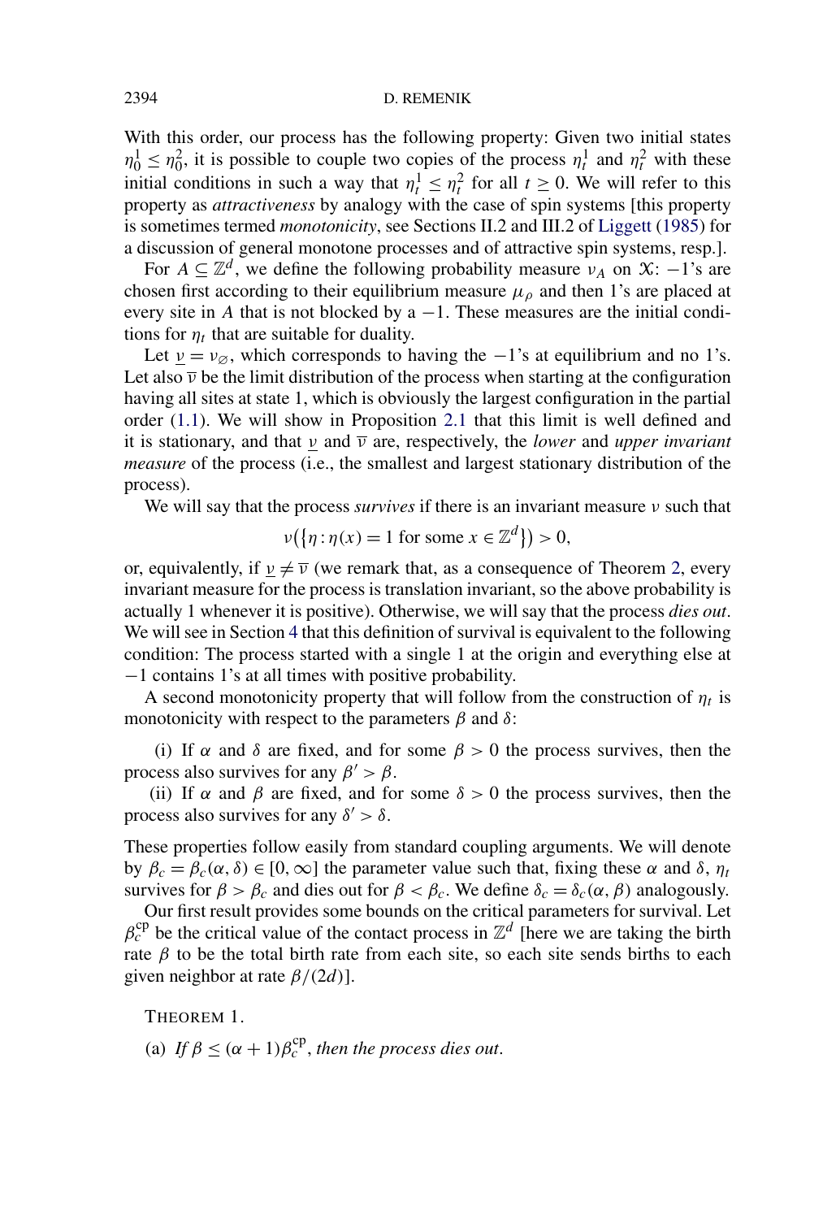With this order, our process has the following property: Given two initial states $\eta_0^1 \leq \eta_0^2$, it is possible to couple two copies of the process $\eta_t^1$ and $\eta_t^2$ with these initial conditions in such a way that $\eta_t^1 \leq \eta_t^2$ for all $t \geq 0$. We will refer to this property as *attractiveness* by analogy with the case of spin systems [this property is sometimes termed *monotonicity*, see Sections II.2 and III.2 of Liggett (1985) for a discussion of general monotone processes and of attractive spin systems, resp.].

For $A \subseteq \mathbb{Z}^d$, we define the following probability measure $\nu_A$ on $\mathcal{X}$: $-1$'s are chosen first according to their equilibrium measure $\mu_\rho$ and then 1's are placed at every site in $A$ that is not blocked by a $-1$. These measures are the initial conditions for $\eta_t$ that are suitable for duality.

Let $\underline{\nu} = \nu_\varnothing$, which corresponds to having the $-1$'s at equilibrium and no 1's. Let also $\overline{\nu}$ be the limit distribution of the process when starting at the configuration having all sites at state 1, which is obviously the largest configuration in the partial order (1.1). We will show in Proposition 2.1 that this limit is well defined and it is stationary, and that $\underline{\nu}$ and $\overline{\nu}$ are, respectively, the *lower* and *upper invariant measure* of the process (i.e., the smallest and largest stationary distribution of the process).

We will say that the process *survives* if there is an invariant measure $\nu$ such that

$$\nu(\{\eta : \eta(x) = 1 \text{ for some } x \in \mathbb{Z}^d\}) > 0,$$

or, equivalently, if $\underline{\nu} \neq \overline{\nu}$ (we remark that, as a consequence of Theorem 2, every invariant measure for the process is translation invariant, so the above probability is actually 1 whenever it is positive). Otherwise, we will say that the process *dies out*. We will see in Section 4 that this definition of survival is equivalent to the following condition: The process started with a single 1 at the origin and everything else at $-1$ contains 1's at all times with positive probability.

A second monotonicity property that will follow from the construction of $\eta_t$ is monotonicity with respect to the parameters $\beta$ and $\delta$:

(i) If $\alpha$ and $\delta$ are fixed, and for some $\beta > 0$ the process survives, then the process also survives for any $\beta' > \beta$.

(ii) If $\alpha$ and $\beta$ are fixed, and for some $\delta > 0$ the process survives, then the process also survives for any $\delta' > \delta$.

These properties follow easily from standard coupling arguments. We will denote by $\beta_c = \beta_c(\alpha, \delta) \in [0, \infty]$ the parameter value such that, fixing these $\alpha$ and $\delta$, $\eta_t$ survives for $\beta > \beta_c$ and dies out for $\beta < \beta_c$. We define $\delta_c = \delta_c(\alpha, \beta)$ analogously.

Our first result provides some bounds on the critical parameters for survival. Let $\beta_c^{\text{cp}}$ be the critical value of the contact process in $\mathbb{Z}^d$ [here we are taking the birth rate $\beta$ to be the total birth rate from each site, so each site sends births to each given neighbor at rate $\beta/(2d)$].

THEOREM 1.

(a) *If $\beta \leq (\alpha + 1)\beta_c^{\text{cp}}$, then the process dies out.*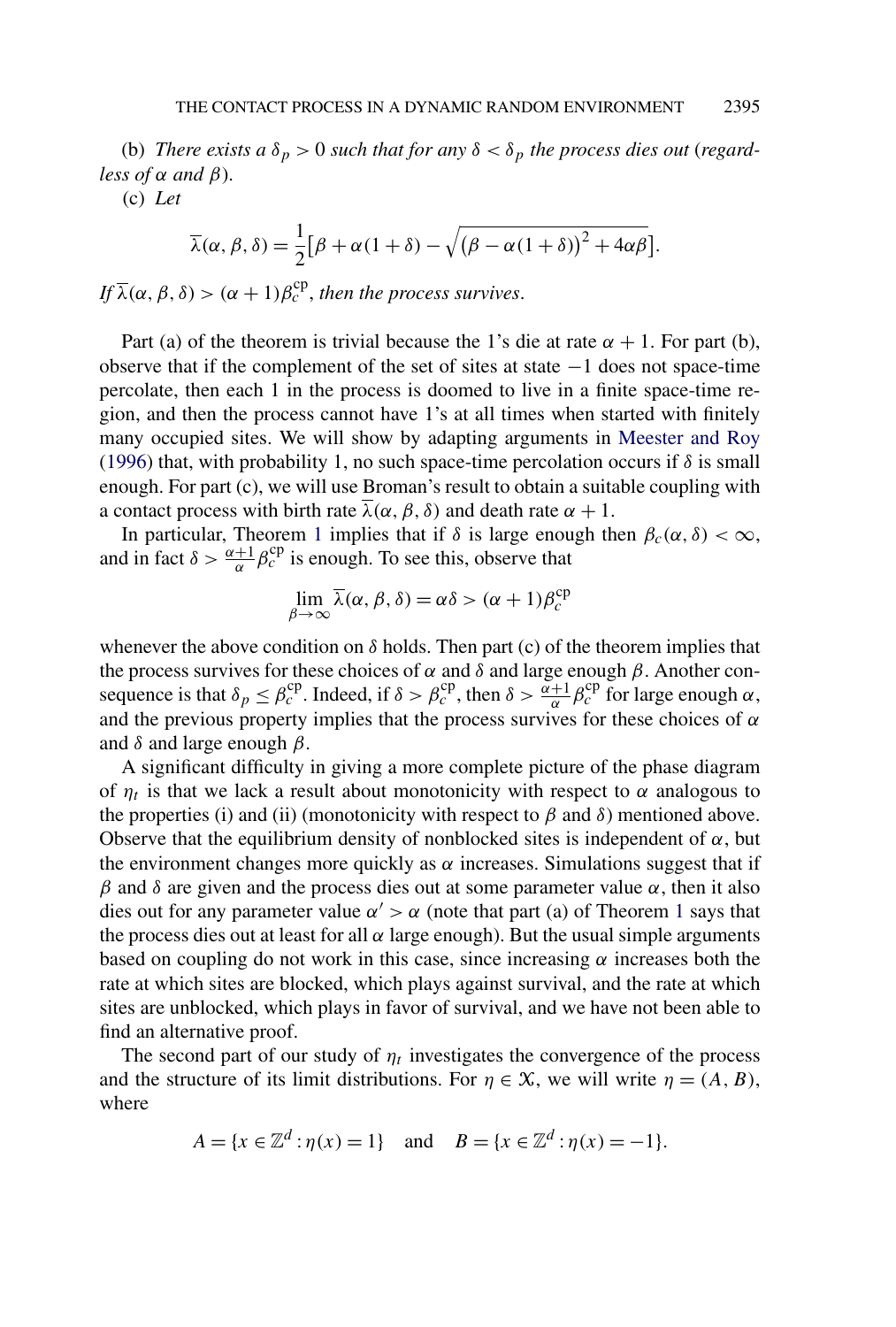(b) *There exists a* $\delta_p > 0$ *such that for any* $\delta < \delta_p$ *the process dies out* (*regardless of* $\alpha$ *and* $\beta$).

(c) *Let*

$$\overline{\lambda}(\alpha, \beta, \delta) = \frac{1}{2}\big[\beta + \alpha(1+\delta) - \sqrt{\big(\beta - \alpha(1+\delta)\big)^2 + 4\alpha\beta}\big].$$

*If* $\overline{\lambda}(\alpha, \beta, \delta) > (\alpha+1)\beta_c^{\text{cp}}$, *then the process survives*.

Part (a) of the theorem is trivial because the 1's die at rate $\alpha + 1$. For part (b), observe that if the complement of the set of sites at state $-1$ does not space-time percolate, then each 1 in the process is doomed to live in a finite space-time region, and then the process cannot have 1's at all times when started with finitely many occupied sites. We will show by adapting arguments in Meester and Roy (1996) that, with probability 1, no such space-time percolation occurs if $\delta$ is small enough. For part (c), we will use Broman's result to obtain a suitable coupling with a contact process with birth rate $\overline{\lambda}(\alpha, \beta, \delta)$ and death rate $\alpha + 1$.

In particular, Theorem 1 implies that if $\delta$ is large enough then $\beta_c(\alpha, \delta) < \infty$, and in fact $\delta > \frac{\alpha+1}{\alpha}\beta_c^{\text{cp}}$ is enough. To see this, observe that

$$\lim_{\beta \to \infty} \overline{\lambda}(\alpha, \beta, \delta) = \alpha\delta > (\alpha+1)\beta_c^{\text{cp}}$$

whenever the above condition on $\delta$ holds. Then part (c) of the theorem implies that the process survives for these choices of $\alpha$ and $\delta$ and large enough $\beta$. Another consequence is that $\delta_p \leq \beta_c^{\text{cp}}$. Indeed, if $\delta > \beta_c^{\text{cp}}$, then $\delta > \frac{\alpha+1}{\alpha}\beta_c^{\text{cp}}$ for large enough $\alpha$, and the previous property implies that the process survives for these choices of $\alpha$ and $\delta$ and large enough $\beta$.

A significant difficulty in giving a more complete picture of the phase diagram of $\eta_t$ is that we lack a result about monotonicity with respect to $\alpha$ analogous to the properties (i) and (ii) (monotonicity with respect to $\beta$ and $\delta$) mentioned above. Observe that the equilibrium density of nonblocked sites is independent of $\alpha$, but the environment changes more quickly as $\alpha$ increases. Simulations suggest that if $\beta$ and $\delta$ are given and the process dies out at some parameter value $\alpha$, then it also dies out for any parameter value $\alpha' > \alpha$ (note that part (a) of Theorem 1 says that the process dies out at least for all $\alpha$ large enough). But the usual simple arguments based on coupling do not work in this case, since increasing $\alpha$ increases both the rate at which sites are blocked, which plays against survival, and the rate at which sites are unblocked, which plays in favor of survival, and we have not been able to find an alternative proof.

The second part of our study of $\eta_t$ investigates the convergence of the process and the structure of its limit distributions. For $\eta \in \mathcal{X}$, we will write $\eta = (A, B)$, where

$$A = \{x \in \mathbb{Z}^d : \eta(x) = 1\} \quad \text{and} \quad B = \{x \in \mathbb{Z}^d : \eta(x) = -1\}.$$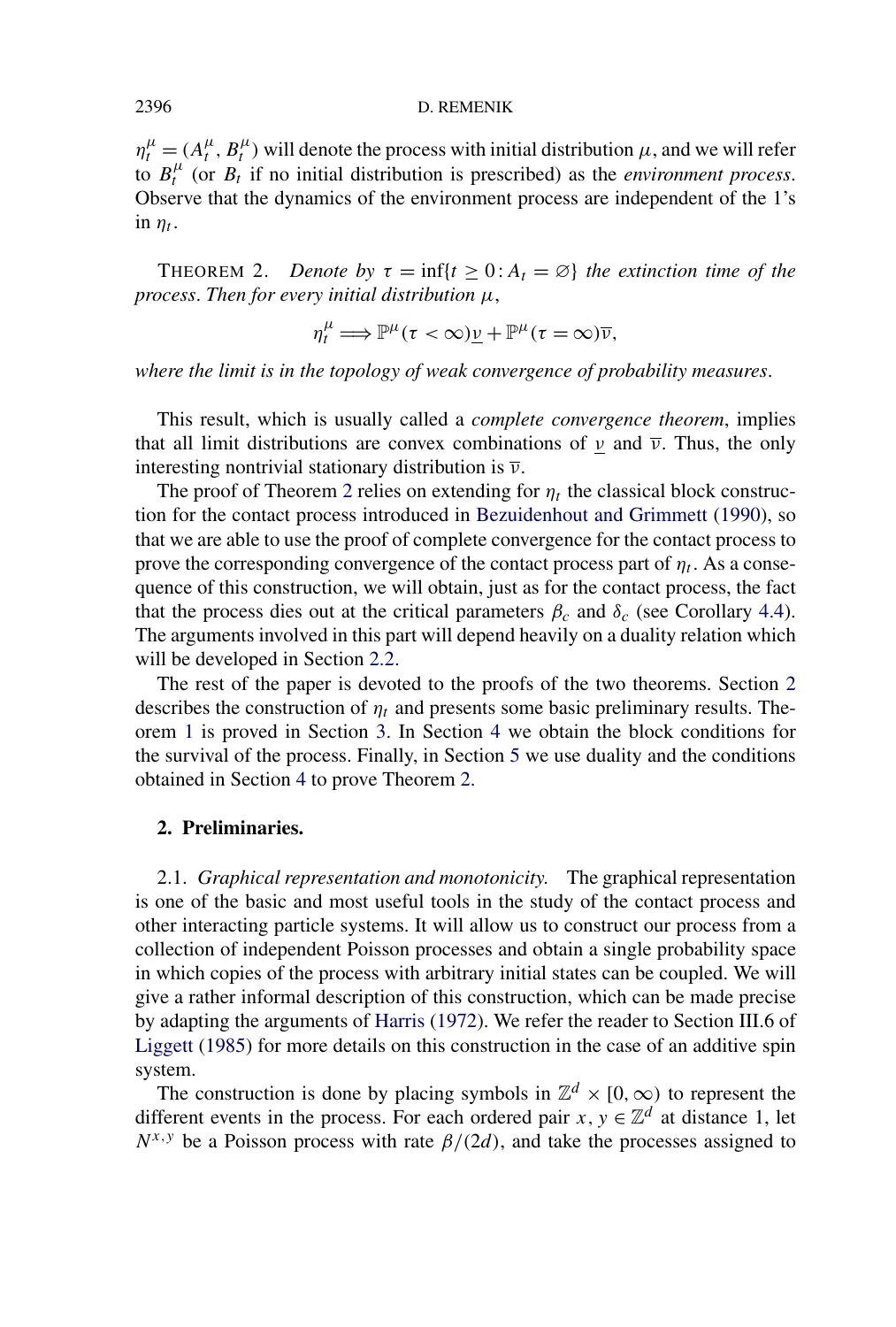$\eta_t^\mu = (A_t^\mu, B_t^\mu)$ will denote the process with initial distribution $\mu$, and we will refer to $B_t^\mu$ (or $B_t$ if no initial distribution is prescribed) as the *environment process*. Observe that the dynamics of the environment process are independent of the 1's in $\eta_t$.

THEOREM 2. *Denote by $\tau = \inf\{t \geq 0 : A_t = \varnothing\}$ the extinction time of the process. Then for every initial distribution $\mu$,*

$$\eta_t^\mu \Longrightarrow \mathbb{P}^\mu(\tau < \infty)\underline{\nu} + \mathbb{P}^\mu(\tau = \infty)\overline{\nu},$$

*where the limit is in the topology of weak convergence of probability measures.*

This result, which is usually called a *complete convergence theorem*, implies that all limit distributions are convex combinations of $\underline{\nu}$ and $\overline{\nu}$. Thus, the only interesting nontrivial stationary distribution is $\overline{\nu}$.

The proof of Theorem 2 relies on extending for $\eta_t$ the classical block construction for the contact process introduced in Bezuidenhout and Grimmett (1990), so that we are able to use the proof of complete convergence for the contact process to prove the corresponding convergence of the contact process part of $\eta_t$. As a consequence of this construction, we will obtain, just as for the contact process, the fact that the process dies out at the critical parameters $\beta_c$ and $\delta_c$ (see Corollary 4.4). The arguments involved in this part will depend heavily on a duality relation which will be developed in Section 2.2.

The rest of the paper is devoted to the proofs of the two theorems. Section 2 describes the construction of $\eta_t$ and presents some basic preliminary results. Theorem 1 is proved in Section 3. In Section 4 we obtain the block conditions for the survival of the process. Finally, in Section 5 we use duality and the conditions obtained in Section 4 to prove Theorem 2.

## 2. Preliminaries.

2.1. *Graphical representation and monotonicity.* The graphical representation is one of the basic and most useful tools in the study of the contact process and other interacting particle systems. It will allow us to construct our process from a collection of independent Poisson processes and obtain a single probability space in which copies of the process with arbitrary initial states can be coupled. We will give a rather informal description of this construction, which can be made precise by adapting the arguments of Harris (1972). We refer the reader to Section III.6 of Liggett (1985) for more details on this construction in the case of an additive spin system.

The construction is done by placing symbols in $\mathbb{Z}^d \times [0, \infty)$ to represent the different events in the process. For each ordered pair $x, y \in \mathbb{Z}^d$ at distance 1, let $N^{x,y}$ be a Poisson process with rate $\beta/(2d)$, and take the processes assigned to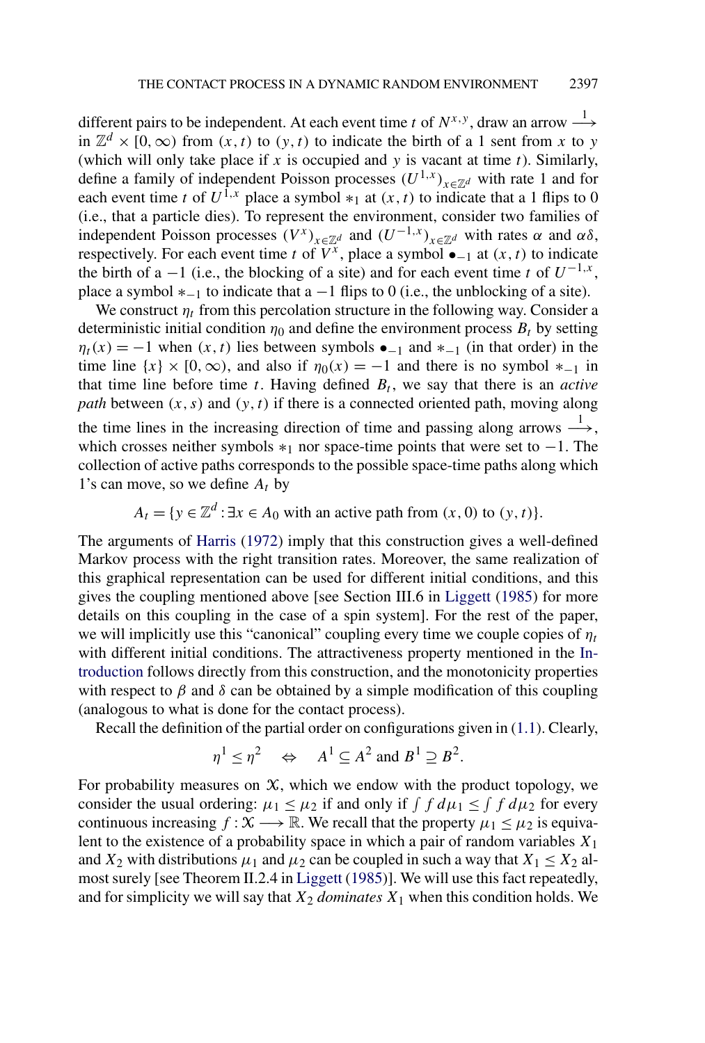different pairs to be independent. At each event time $t$ of $N^{x,y}$, draw an arrow $\stackrel{1}{\longrightarrow}$ in $\mathbb{Z}^d \times [0,\infty)$ from $(x,t)$ to $(y,t)$ to indicate the birth of a 1 sent from $x$ to $y$ (which will only take place if $x$ is occupied and $y$ is vacant at time $t$). Similarly, define a family of independent Poisson processes $(U^{1,x})_{x\in\mathbb{Z}^d}$ with rate 1 and for each event time $t$ of $U^{1,x}$ place a symbol $*_1$ at $(x,t)$ to indicate that a 1 flips to 0 (i.e., that a particle dies). To represent the environment, consider two families of independent Poisson processes $(V^x)_{x\in\mathbb{Z}^d}$ and $(U^{-1,x})_{x\in\mathbb{Z}^d}$ with rates $\alpha$ and $\alpha\delta$, respectively. For each event time $t$ of $V^x$, place a symbol $\bullet_{-1}$ at $(x,t)$ to indicate the birth of a $-1$ (i.e., the blocking of a site) and for each event time $t$ of $U^{-1,x}$, place a symbol $*_{-1}$ to indicate that a $-1$ flips to 0 (i.e., the unblocking of a site).

We construct $\eta_t$ from this percolation structure in the following way. Consider a deterministic initial condition $\eta_0$ and define the environment process $B_t$ by setting $\eta_t(x) = -1$ when $(x,t)$ lies between symbols $\bullet_{-1}$ and $*_{-1}$ (in that order) in the time line $\{x\}\times[0,\infty)$, and also if $\eta_0(x) = -1$ and there is no symbol $*_{-1}$ in that time line before time $t$. Having defined $B_t$, we say that there is an *active path* between $(x,s)$ and $(y,t)$ if there is a connected oriented path, moving along the time lines in the increasing direction of time and passing along arrows $\stackrel{1}{\longrightarrow}$, which crosses neither symbols $*_1$ nor space-time points that were set to $-1$. The collection of active paths corresponds to the possible space-time paths along which 1's can move, so we define $A_t$ by

$$A_t = \{y \in \mathbb{Z}^d : \exists x \in A_0 \text{ with an active path from } (x,0) \text{ to } (y,t)\}.$$

The arguments of Harris (1972) imply that this construction gives a well-defined Markov process with the right transition rates. Moreover, the same realization of this graphical representation can be used for different initial conditions, and this gives the coupling mentioned above [see Section III.6 in Liggett (1985) for more details on this coupling in the case of a spin system]. For the rest of the paper, we will implicitly use this "canonical" coupling every time we couple copies of $\eta_t$ with different initial conditions. The attractiveness property mentioned in the Introduction follows directly from this construction, and the monotonicity properties with respect to $\beta$ and $\delta$ can be obtained by a simple modification of this coupling (analogous to what is done for the contact process).

Recall the definition of the partial order on configurations given in (1.1). Clearly,

$$\eta^1 \le \eta^2 \quad \Leftrightarrow \quad A^1 \subseteq A^2 \text{ and } B^1 \supseteq B^2.$$

For probability measures on $\mathcal{X}$, which we endow with the product topology, we consider the usual ordering: $\mu_1 \le \mu_2$ if and only if $\int f\,d\mu_1 \le \int f\,d\mu_2$ for every continuous increasing $f : \mathcal{X} \longrightarrow \mathbb{R}$. We recall that the property $\mu_1 \le \mu_2$ is equivalent to the existence of a probability space in which a pair of random variables $X_1$ and $X_2$ with distributions $\mu_1$ and $\mu_2$ can be coupled in such a way that $X_1 \le X_2$ almost surely [see Theorem II.2.4 in Liggett (1985)]. We will use this fact repeatedly, and for simplicity we will say that $X_2$ *dominates* $X_1$ when this condition holds. We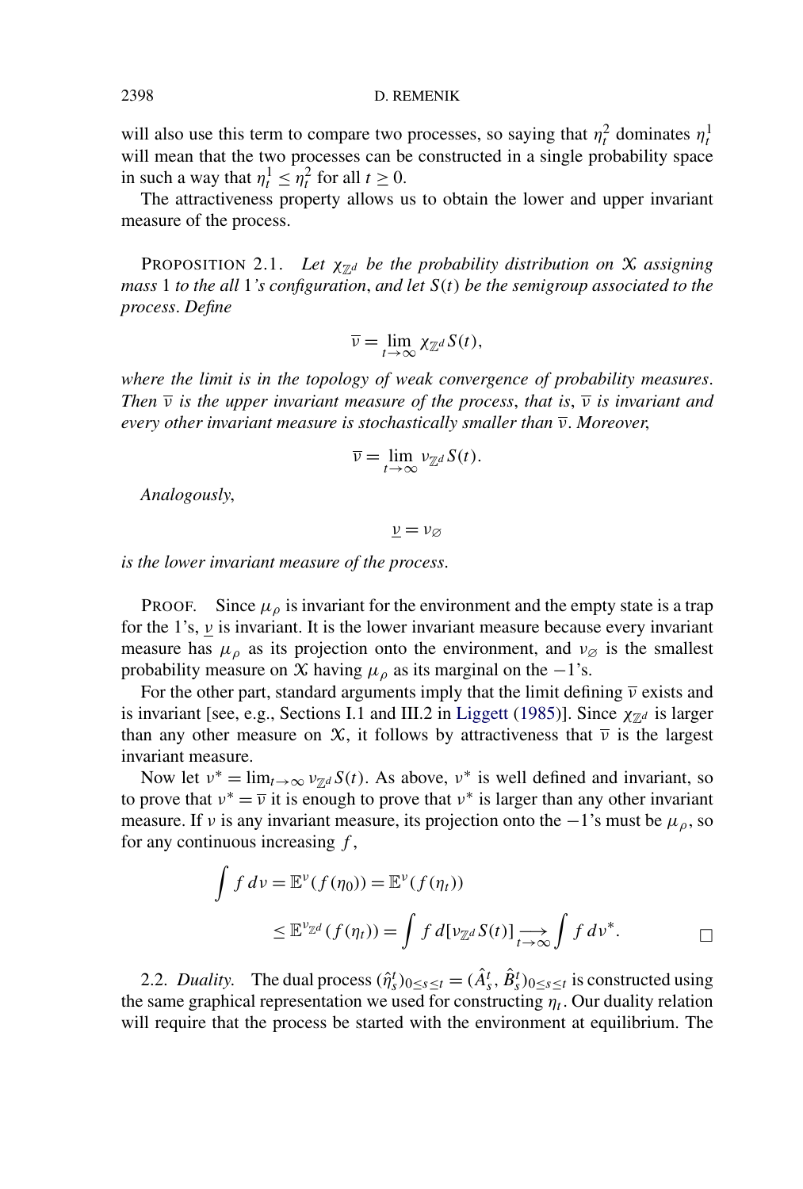will also use this term to compare two processes, so saying that $\eta_t^2$ dominates $\eta_t^1$ will mean that the two processes can be constructed in a single probability space in such a way that $\eta_t^1 \leq \eta_t^2$ for all $t \geq 0$.

The attractiveness property allows us to obtain the lower and upper invariant measure of the process.

PROPOSITION 2.1. *Let $\chi_{\mathbb{Z}^d}$ be the probability distribution on $\mathcal{X}$ assigning mass* 1 *to the all* 1*'s configuration*, *and let $S(t)$ be the semigroup associated to the process*. *Define*

$$\overline{\nu} = \lim_{t\to\infty} \chi_{\mathbb{Z}^d} S(t),$$

*where the limit is in the topology of weak convergence of probability measures*. *Then $\overline{\nu}$ is the upper invariant measure of the process*, *that is*, *$\overline{\nu}$ is invariant and every other invariant measure is stochastically smaller than $\overline{\nu}$*. *Moreover*,

$$\overline{\nu} = \lim_{t\to\infty} \nu_{\mathbb{Z}^d} S(t).$$

*Analogously*,

$$\underline{\nu} = \nu_{\varnothing}$$

*is the lower invariant measure of the process*.

PROOF. Since $\mu_\rho$ is invariant for the environment and the empty state is a trap for the 1's, $\underline{\nu}$ is invariant. It is the lower invariant measure because every invariant measure has $\mu_\rho$ as its projection onto the environment, and $\nu_{\varnothing}$ is the smallest probability measure on $\mathcal{X}$ having $\mu_\rho$ as its marginal on the $-1$'s.

For the other part, standard arguments imply that the limit defining $\overline{\nu}$ exists and is invariant [see, e.g., Sections I.1 and III.2 in Liggett (1985)]. Since $\chi_{\mathbb{Z}^d}$ is larger than any other measure on $\mathcal{X}$, it follows by attractiveness that $\overline{\nu}$ is the largest invariant measure.

Now let $\nu^* = \lim_{t\to\infty} \nu_{\mathbb{Z}^d} S(t)$. As above, $\nu^*$ is well defined and invariant, so to prove that $\nu^* = \overline{\nu}$ it is enough to prove that $\nu^*$ is larger than any other invariant measure. If $\nu$ is any invariant measure, its projection onto the $-1$'s must be $\mu_\rho$, so for any continuous increasing $f$,

$$\begin{aligned}\int f\,d\nu &= \mathbb{E}^{\nu}(f(\eta_0)) = \mathbb{E}^{\nu}(f(\eta_t)) \\ &\leq \mathbb{E}^{\nu_{\mathbb{Z}^d}}(f(\eta_t)) = \int f\,d[\nu_{\mathbb{Z}^d} S(t)] \underset{t\to\infty}{\longrightarrow} \int f\,d\nu^*.\end{aligned}$$

□

2.2. *Duality.* The dual process $(\hat{\eta}_s^t)_{0\leq s\leq t} = (\hat{A}_s^t, \hat{B}_s^t)_{0\leq s\leq t}$ is constructed using the same graphical representation we used for constructing $\eta_t$. Our duality relation will require that the process be started with the environment at equilibrium. The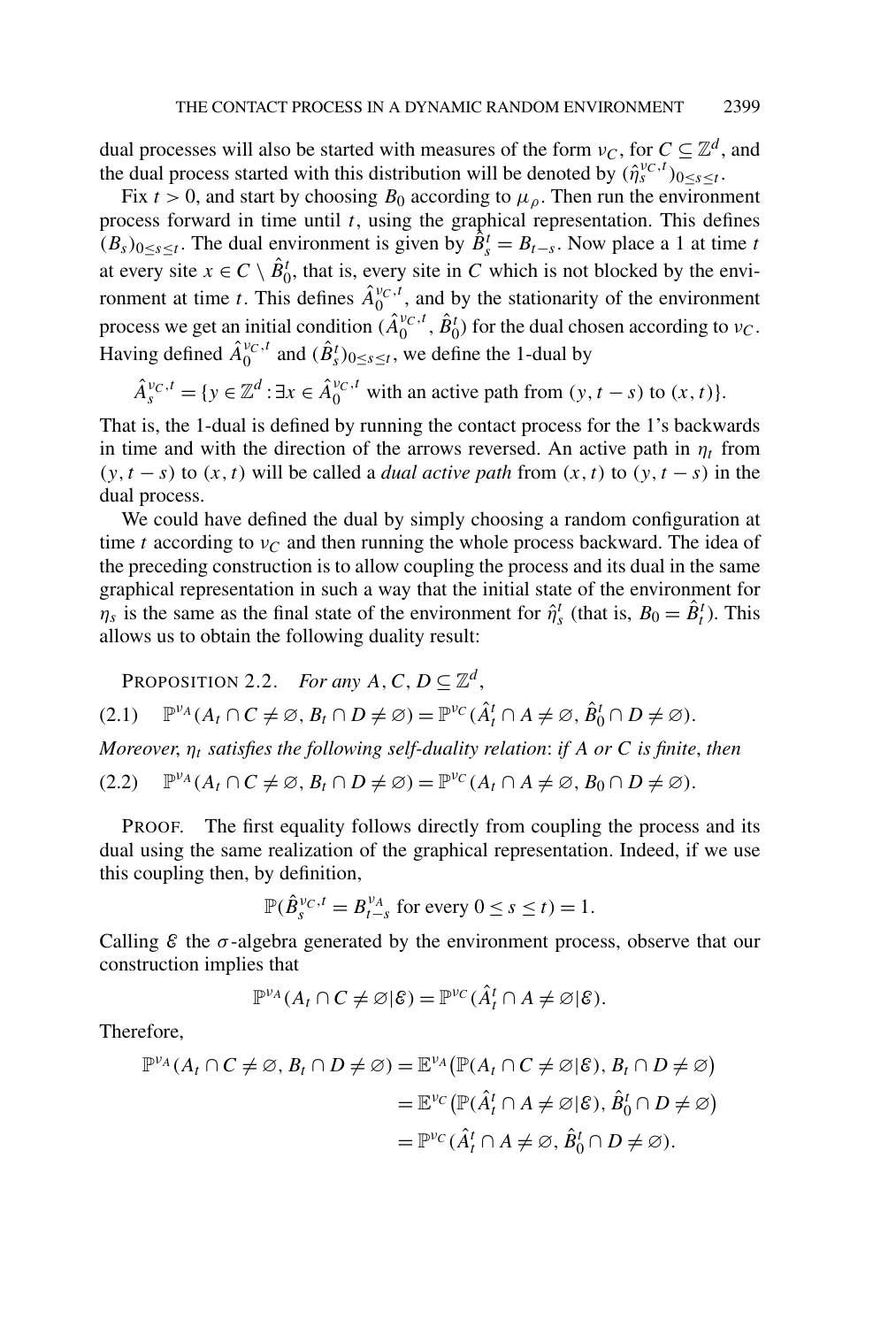dual processes will also be started with measures of the form $\nu_C$, for $C \subseteq \mathbb{Z}^d$, and the dual process started with this distribution will be denoted by $(\hat{\eta}_s^{\nu_C,t})_{0\le s\le t}$.

Fix $t > 0$, and start by choosing $B_0$ according to $\mu_\rho$. Then run the environment process forward in time until $t$, using the graphical representation. This defines $(B_s)_{0\le s\le t}$. The dual environment is given by $\hat{B}_s^t = B_{t-s}$. Now place a 1 at time $t$ at every site $x \in C \setminus \hat{B}_0^t$, that is, every site in $C$ which is not blocked by the environment at time $t$. This defines $\hat{A}_0^{\nu_C,t}$, and by the stationarity of the environment process we get an initial condition $(\hat{A}_0^{\nu_C,t}, \hat{B}_0^t)$ for the dual chosen according to $\nu_C$. Having defined $\hat{A}_0^{\nu_C,t}$ and $(\hat{B}_s^t)_{0\le s\le t}$, we define the 1-dual by

$$\hat{A}_s^{\nu_C,t} = \{y \in \mathbb{Z}^d : \exists x \in \hat{A}_0^{\nu_C,t} \text{ with an active path from } (y, t-s) \text{ to } (x,t)\}.$$

That is, the 1-dual is defined by running the contact process for the 1's backwards in time and with the direction of the arrows reversed. An active path in $\eta_t$ from $(y, t-s)$ to $(x,t)$ will be called a *dual active path* from $(x,t)$ to $(y, t-s)$ in the dual process.

We could have defined the dual by simply choosing a random configuration at time $t$ according to $\nu_C$ and then running the whole process backward. The idea of the preceding construction is to allow coupling the process and its dual in the same graphical representation in such a way that the initial state of the environment for $\eta_s$ is the same as the final state of the environment for $\hat{\eta}_s^t$ (that is, $B_0 = \hat{B}_t^t$). This allows us to obtain the following duality result:

PROPOSITION 2.2. *For any* $A, C, D \subseteq \mathbb{Z}^d$,

$$\mathbb{P}^{\nu_A}(A_t \cap C \neq \varnothing, B_t \cap D \neq \varnothing) = \mathbb{P}^{\nu_C}(\hat{A}_t^t \cap A \neq \varnothing, \hat{B}_0^t \cap D \neq \varnothing). \tag{2.1}$$

*Moreover*, $\eta_t$ *satisfies the following self-duality relation*: *if* $A$ *or* $C$ *is finite*, *then*

$$\mathbb{P}^{\nu_A}(A_t \cap C \neq \varnothing, B_t \cap D \neq \varnothing) = \mathbb{P}^{\nu_C}(A_t \cap A \neq \varnothing, B_0 \cap D \neq \varnothing). \tag{2.2}$$

PROOF. The first equality follows directly from coupling the process and its dual using the same realization of the graphical representation. Indeed, if we use this coupling then, by definition,

$$\mathbb{P}(\hat{B}_s^{\nu_C,t} = B_{t-s}^{\nu_A} \text{ for every } 0 \le s \le t) = 1.$$

Calling $\mathcal{E}$ the $\sigma$-algebra generated by the environment process, observe that our construction implies that

$$\mathbb{P}^{\nu_A}(A_t \cap C \neq \varnothing | \mathcal{E}) = \mathbb{P}^{\nu_C}(\hat{A}_t^t \cap A \neq \varnothing | \mathcal{E}).$$

Therefore,

$$\begin{aligned}
\mathbb{P}^{\nu_A}(A_t \cap C \neq \varnothing, B_t \cap D \neq \varnothing) &= \mathbb{E}^{\nu_A}\big(\mathbb{P}(A_t \cap C \neq \varnothing | \mathcal{E}), B_t \cap D \neq \varnothing\big) \\
&= \mathbb{E}^{\nu_C}\big(\mathbb{P}(\hat{A}_t^t \cap A \neq \varnothing | \mathcal{E}), \hat{B}_0^t \cap D \neq \varnothing\big) \\
&= \mathbb{P}^{\nu_C}(\hat{A}_t^t \cap A \neq \varnothing, \hat{B}_0^t \cap D \neq \varnothing).
\end{aligned}$$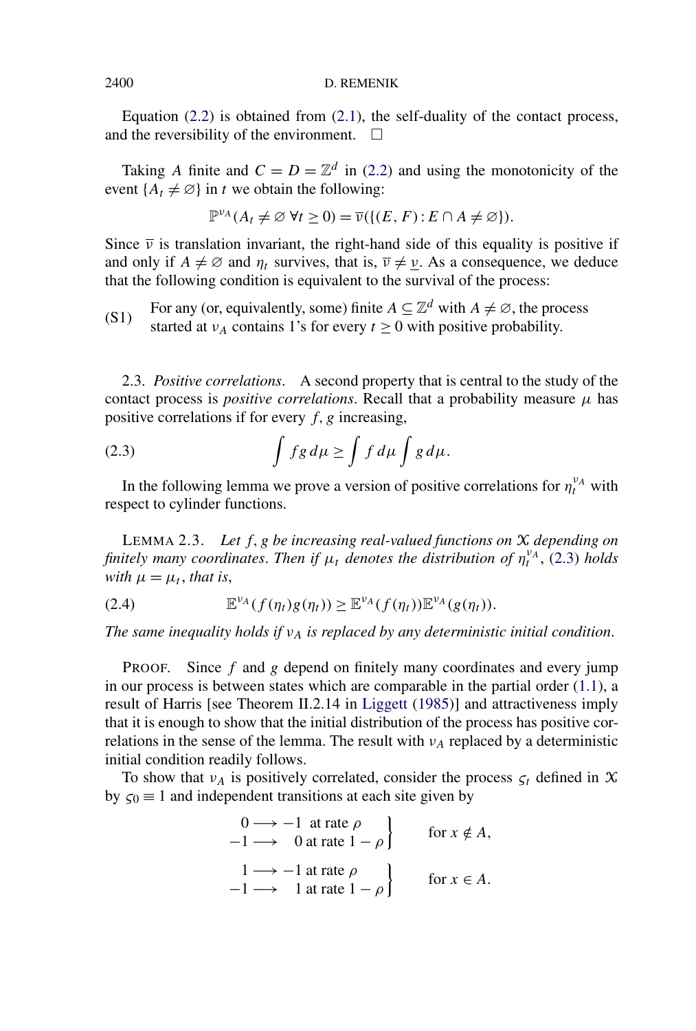Equation (2.2) is obtained from (2.1), the self-duality of the contact process, and the reversibility of the environment. □

Taking $A$ finite and $C = D = \mathbb{Z}^d$ in (2.2) and using the monotonicity of the event $\{A_t \neq \varnothing\}$ in $t$ we obtain the following:

$$\mathbb{P}^{\nu_A}(A_t \neq \varnothing \ \forall t \geq 0) = \overline{\nu}(\{(E, F) : E \cap A \neq \varnothing\}).$$

Since $\overline{\nu}$ is translation invariant, the right-hand side of this equality is positive if and only if $A \neq \varnothing$ and $\eta_t$ survives, that is, $\overline{\nu} \neq \underline{\nu}$. As a consequence, we deduce that the following condition is equivalent to the survival of the process:

(S1) For any (or, equivalently, some) finite $A \subseteq \mathbb{Z}^d$ with $A \neq \varnothing$, the process started at $\nu_A$ contains 1's for every $t \geq 0$ with positive probability.

2.3. *Positive correlations*. A second property that is central to the study of the contact process is *positive correlations*. Recall that a probability measure $\mu$ has positive correlations if for every $f, g$ increasing,

$$\int fg \, d\mu \geq \int f \, d\mu \int g \, d\mu. \tag{2.3}$$

In the following lemma we prove a version of positive correlations for $\eta_t^{\nu_A}$ with respect to cylinder functions.

LEMMA 2.3. *Let $f, g$ be increasing real-valued functions on $\mathcal{X}$ depending on finitely many coordinates. Then if $\mu_t$ denotes the distribution of $\eta_t^{\nu_A}$, (2.3) holds with $\mu = \mu_t$, that is,*

$$\mathbb{E}^{\nu_A}(f(\eta_t)g(\eta_t)) \geq \mathbb{E}^{\nu_A}(f(\eta_t))\mathbb{E}^{\nu_A}(g(\eta_t)). \tag{2.4}$$

*The same inequality holds if $\nu_A$ is replaced by any deterministic initial condition.*

PROOF. Since $f$ and $g$ depend on finitely many coordinates and every jump in our process is between states which are comparable in the partial order (1.1), a result of Harris [see Theorem II.2.14 in Liggett (1985)] and attractiveness imply that it is enough to show that the initial distribution of the process has positive correlations in the sense of the lemma. The result with $\nu_A$ replaced by a deterministic initial condition readily follows.

To show that $\nu_A$ is positively correlated, consider the process $\varsigma_t$ defined in $\mathcal{X}$ by $\varsigma_0 \equiv 1$ and independent transitions at each site given by

$$\left.\begin{aligned} 0 &\longrightarrow -1 \text{ at rate } \rho \\ -1 &\longrightarrow \ \ 0 \text{ at rate } 1-\rho \end{aligned}\right\} \qquad \text{for } x \notin A,$$

$$\left.\begin{aligned} 1 &\longrightarrow -1 \text{ at rate } \rho \\ -1 &\longrightarrow \ \ 1 \text{ at rate } 1-\rho \end{aligned}\right\} \qquad \text{for } x \in A.$$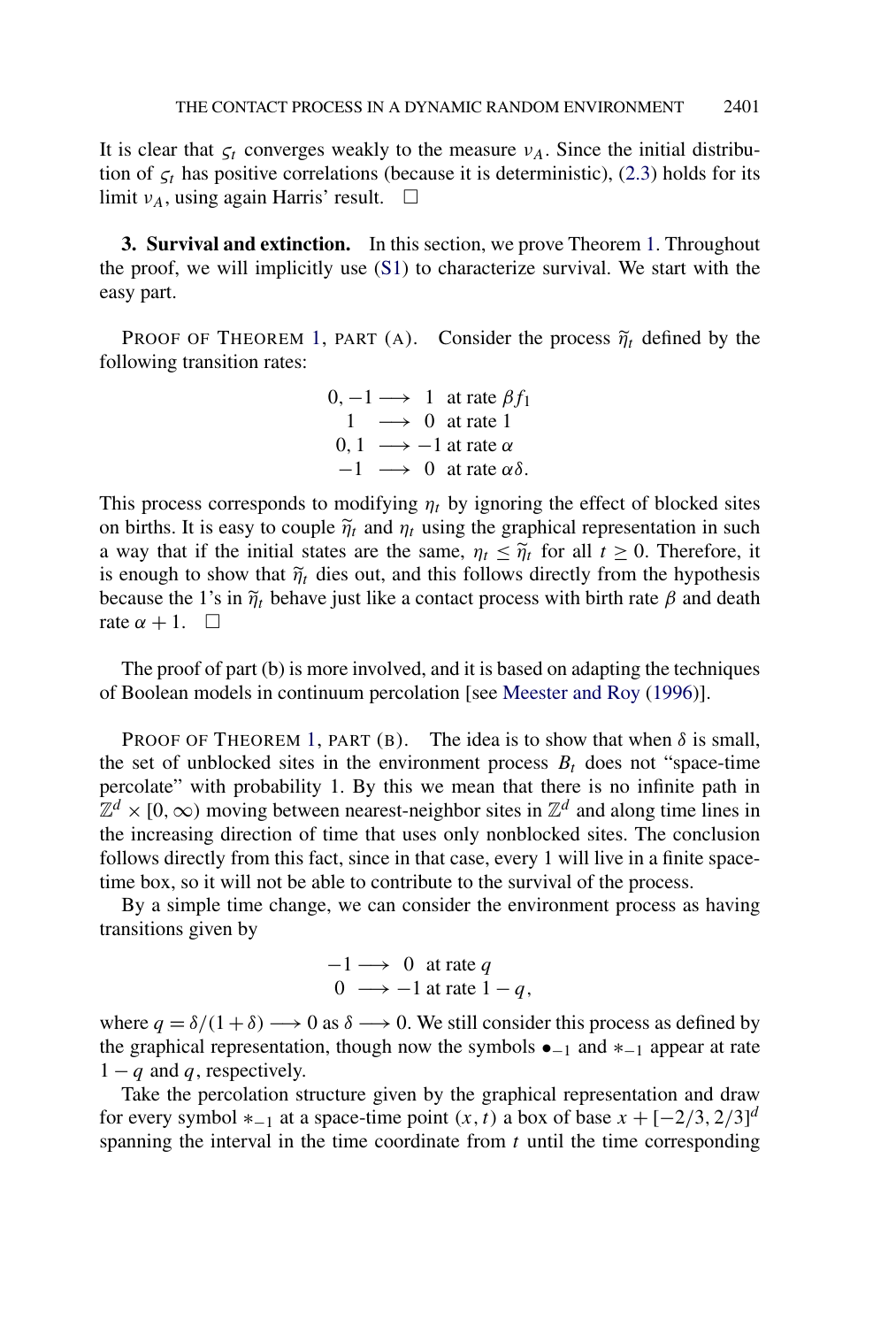It is clear that $\varsigma_t$ converges weakly to the measure $\nu_A$. Since the initial distribution of $\varsigma_t$ has positive correlations (because it is deterministic), (2.3) holds for its limit $\nu_A$, using again Harris' result. □

**3. Survival and extinction.** In this section, we prove Theorem 1. Throughout the proof, we will implicitly use (S1) to characterize survival. We start with the easy part.

PROOF OF THEOREM 1, PART (A). Consider the process $\widetilde{\eta}_t$ defined by the following transition rates:

$$
\begin{aligned}
0, -1 &\longrightarrow 1 \quad \text{at rate } \beta f_1 \\
1 &\longrightarrow 0 \quad \text{at rate } 1 \\
0, 1 &\longrightarrow -1 \text{ at rate } \alpha \\
-1 &\longrightarrow 0 \quad \text{at rate } \alpha\delta.
\end{aligned}
$$

This process corresponds to modifying $\eta_t$ by ignoring the effect of blocked sites on births. It is easy to couple $\widetilde{\eta}_t$ and $\eta_t$ using the graphical representation in such a way that if the initial states are the same, $\eta_t \le \widetilde{\eta}_t$ for all $t \ge 0$. Therefore, it is enough to show that $\widetilde{\eta}_t$ dies out, and this follows directly from the hypothesis because the 1's in $\widetilde{\eta}_t$ behave just like a contact process with birth rate $\beta$ and death rate $\alpha + 1$. □

The proof of part (b) is more involved, and it is based on adapting the techniques of Boolean models in continuum percolation [see Meester and Roy (1996)].

PROOF OF THEOREM 1, PART (B). The idea is to show that when $\delta$ is small, the set of unblocked sites in the environment process $B_t$ does not "space-time percolate" with probability 1. By this we mean that there is no infinite path in $\mathbb{Z}^d \times [0, \infty)$ moving between nearest-neighbor sites in $\mathbb{Z}^d$ and along time lines in the increasing direction of time that uses only nonblocked sites. The conclusion follows directly from this fact, since in that case, every 1 will live in a finite space-time box, so it will not be able to contribute to the survival of the process.

By a simple time change, we can consider the environment process as having transitions given by

$$
\begin{aligned}
-1 &\longrightarrow 0 \quad \text{at rate } q \\
0 &\longrightarrow -1 \text{ at rate } 1 - q,
\end{aligned}
$$

where $q = \delta/(1 + \delta) \longrightarrow 0$ as $\delta \longrightarrow 0$. We still consider this process as defined by the graphical representation, though now the symbols $\bullet_{-1}$ and $*_{-1}$ appear at rate $1 - q$ and $q$, respectively.

Take the percolation structure given by the graphical representation and draw for every symbol $*_{-1}$ at a space-time point $(x, t)$ a box of base $x + [-2/3, 2/3]^d$ spanning the interval in the time coordinate from $t$ until the time corresponding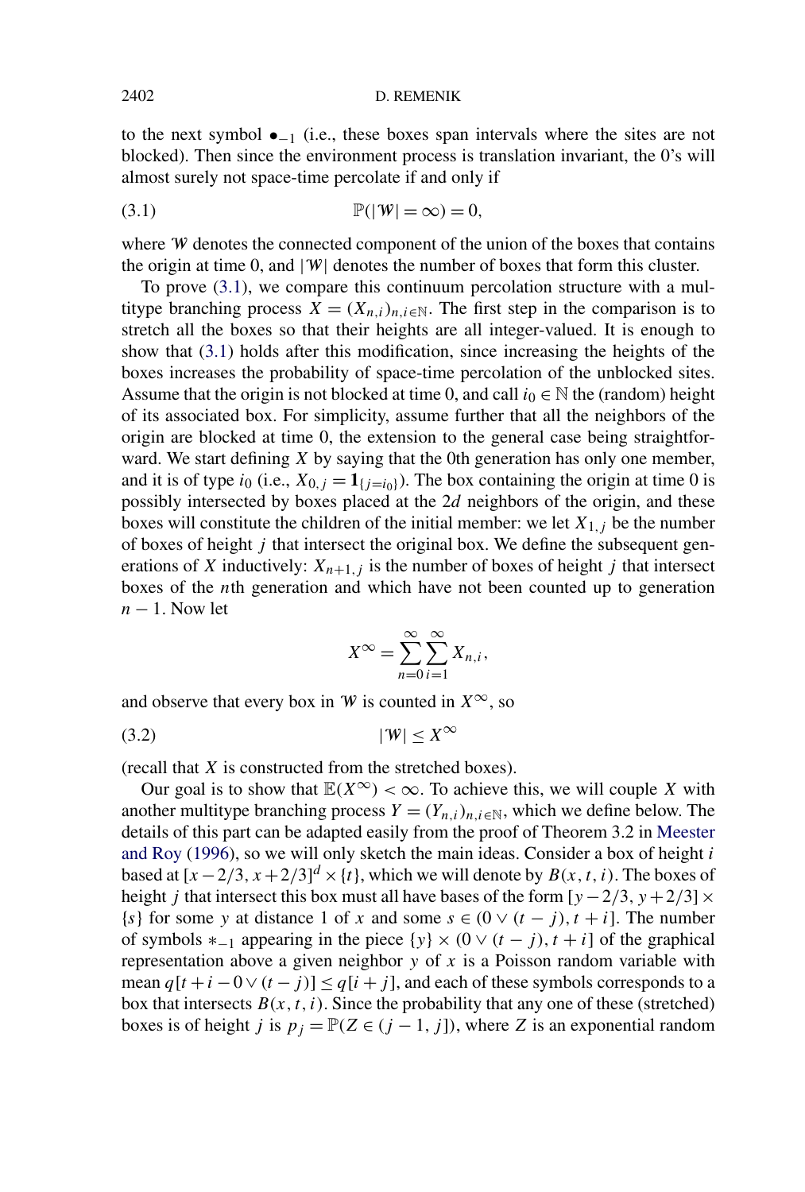to the next symbol $\bullet_{-1}$ (i.e., these boxes span intervals where the sites are not blocked). Then since the environment process is translation invariant, the 0's will almost surely not space-time percolate if and only if

$$\mathbb{P}(|\mathcal{W}| = \infty) = 0, \tag{3.1}$$

where $\mathcal{W}$ denotes the connected component of the union of the boxes that contains the origin at time 0, and $|\mathcal{W}|$ denotes the number of boxes that form this cluster.

To prove (3.1), we compare this continuum percolation structure with a multitype branching process $X = (X_{n,i})_{n,i \in \mathbb{N}}$. The first step in the comparison is to stretch all the boxes so that their heights are all integer-valued. It is enough to show that (3.1) holds after this modification, since increasing the heights of the boxes increases the probability of space-time percolation of the unblocked sites. Assume that the origin is not blocked at time 0, and call $i_0 \in \mathbb{N}$ the (random) height of its associated box. For simplicity, assume further that all the neighbors of the origin are blocked at time 0, the extension to the general case being straightforward. We start defining $X$ by saying that the 0th generation has only one member, and it is of type $i_0$ (i.e., $X_{0,j} = \mathbf{1}_{\{j=i_0\}}$). The box containing the origin at time 0 is possibly intersected by boxes placed at the $2d$ neighbors of the origin, and these boxes will constitute the children of the initial member: we let $X_{1,j}$ be the number of boxes of height $j$ that intersect the original box. We define the subsequent generations of $X$ inductively: $X_{n+1,j}$ is the number of boxes of height $j$ that intersect boxes of the $n$th generation and which have not been counted up to generation $n-1$. Now let

$$X^{\infty} = \sum_{n=0}^{\infty} \sum_{i=1}^{\infty} X_{n,i},$$

and observe that every box in $\mathcal{W}$ is counted in $X^{\infty}$, so

$$|\mathcal{W}| \leq X^{\infty} \tag{3.2}$$

(recall that $X$ is constructed from the stretched boxes).

Our goal is to show that $\mathbb{E}(X^{\infty}) < \infty$. To achieve this, we will couple $X$ with another multitype branching process $Y = (Y_{n,i})_{n,i \in \mathbb{N}}$, which we define below. The details of this part can be adapted easily from the proof of Theorem 3.2 in Meester and Roy (1996), so we will only sketch the main ideas. Consider a box of height $i$ based at $[x - 2/3, x + 2/3]^d \times \{t\}$, which we will denote by $B(x, t, i)$. The boxes of height $j$ that intersect this box must all have bases of the form $[y - 2/3, y + 2/3] \times \{s\}$ for some $y$ at distance 1 of $x$ and some $s \in (0 \vee (t - j), t + i]$. The number of symbols $*_{-1}$ appearing in the piece $\{y\} \times (0 \vee (t - j), t + i]$ of the graphical representation above a given neighbor $y$ of $x$ is a Poisson random variable with mean $q[t + i - 0 \vee (t - j)] \leq q[i + j]$, and each of these symbols corresponds to a box that intersects $B(x, t, i)$. Since the probability that any one of these (stretched) boxes is of height $j$ is $p_j = \mathbb{P}(Z \in (j - 1, j])$, where $Z$ is an exponential random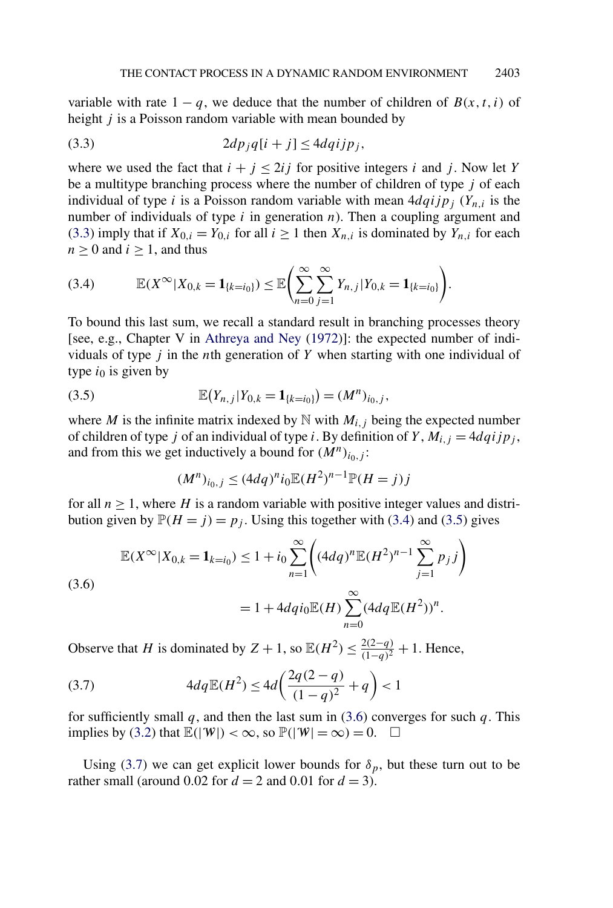variable with rate $1-q$, we deduce that the number of children of $B(x,t,i)$ of height $j$ is a Poisson random variable with mean bounded by

$$2dp_jq[i+j] \le 4dqijp_j, \tag{3.3}$$

where we used the fact that $i+j \le 2ij$ for positive integers $i$ and $j$. Now let $Y$ be a multitype branching process where the number of children of type $j$ of each individual of type $i$ is a Poisson random variable with mean $4dqijp_j$ ($Y_{n,i}$ is the number of individuals of type $i$ in generation $n$). Then a coupling argument and (3.3) imply that if $X_{0,i} = Y_{0,i}$ for all $i \ge 1$ then $X_{n,i}$ is dominated by $Y_{n,i}$ for each $n \ge 0$ and $i \ge 1$, and thus

$$\mathbb{E}(X^\infty | X_{0,k} = \mathbf{1}_{\{k=i_0\}}) \le \mathbb{E}\left(\sum_{n=0}^{\infty}\sum_{j=1}^{\infty} Y_{n,j} | Y_{0,k} = \mathbf{1}_{\{k=i_0\}}\right). \tag{3.4}$$

To bound this last sum, we recall a standard result in branching processes theory [see, e.g., Chapter V in Athreya and Ney (1972)]: the expected number of individuals of type $j$ in the $n$th generation of $Y$ when starting with one individual of type $i_0$ is given by

$$\mathbb{E}(Y_{n,j} | Y_{0,k} = \mathbf{1}_{\{k=i_0\}}) = (M^n)_{i_0,j}, \tag{3.5}$$

where $M$ is the infinite matrix indexed by $\mathbb{N}$ with $M_{i,j}$ being the expected number of children of type $j$ of an individual of type $i$. By definition of $Y$, $M_{i,j} = 4dqijp_j$, and from this we get inductively a bound for $(M^n)_{i_0,j}$:

$$(M^n)_{i_0,j} \le (4dq)^n i_0 \mathbb{E}(H^2)^{n-1}\mathbb{P}(H=j)j$$

for all $n \ge 1$, where $H$ is a random variable with positive integer values and distribution given by $\mathbb{P}(H=j) = p_j$. Using this together with (3.4) and (3.5) gives

$$\begin{aligned}
\mathbb{E}(X^\infty | X_{0,k} = \mathbf{1}_{k=i_0}) &\le 1 + i_0 \sum_{n=1}^{\infty}\left((4dq)^n \mathbb{E}(H^2)^{n-1}\sum_{j=1}^{\infty} p_j j\right) \\
&= 1 + 4dqi_0\mathbb{E}(H)\sum_{n=0}^{\infty}(4dq\mathbb{E}(H^2))^n.
\end{aligned} \tag{3.6}$$

Observe that $H$ is dominated by $Z+1$, so $\mathbb{E}(H^2) \le \frac{2(2-q)}{(1-q)^2} + 1$. Hence,

$$4dq\mathbb{E}(H^2) \le 4d\left(\frac{2q(2-q)}{(1-q)^2} + q\right) < 1 \tag{3.7}$$

for sufficiently small $q$, and then the last sum in (3.6) converges for such $q$. This implies by (3.2) that $\mathbb{E}(|\mathcal{W}|) < \infty$, so $\mathbb{P}(|\mathcal{W}| = \infty) = 0$. $\square$

Using (3.7) we can get explicit lower bounds for $\delta_p$, but these turn out to be rather small (around 0.02 for $d=2$ and 0.01 for $d=3$).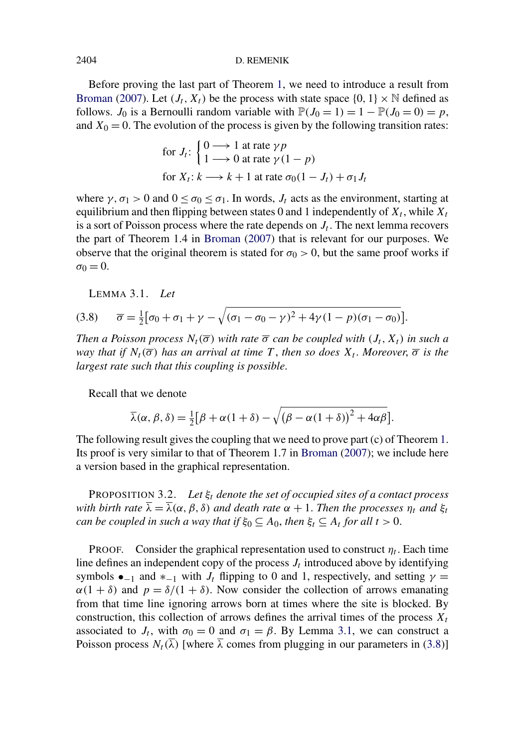Before proving the last part of Theorem 1, we need to introduce a result from Broman (2007). Let $(J_t, X_t)$ be the process with state space $\{0,1\} \times \mathbb{N}$ defined as follows. $J_0$ is a Bernoulli random variable with $\mathbb{P}(J_0 = 1) = 1 - \mathbb{P}(J_0 = 0) = p$, and $X_0 = 0$. The evolution of the process is given by the following transition rates:

$$\text{for } J_t\text{: } \begin{cases} 0 \longrightarrow 1 \text{ at rate } \gamma p \\ 1 \longrightarrow 0 \text{ at rate } \gamma(1-p) \end{cases}$$

$$\text{for } X_t\text{: } k \longrightarrow k+1 \text{ at rate } \sigma_0(1 - J_t) + \sigma_1 J_t$$

where $\gamma, \sigma_1 > 0$ and $0 \le \sigma_0 \le \sigma_1$. In words, $J_t$ acts as the environment, starting at equilibrium and then flipping between states 0 and 1 independently of $X_t$, while $X_t$ is a sort of Poisson process where the rate depends on $J_t$. The next lemma recovers the part of Theorem 1.4 in Broman (2007) that is relevant for our purposes. We observe that the original theorem is stated for $\sigma_0 > 0$, but the same proof works if $\sigma_0 = 0$.

LEMMA 3.1. *Let*

$$\overline{\sigma} = \tfrac{1}{2}\left[\sigma_0 + \sigma_1 + \gamma - \sqrt{(\sigma_1 - \sigma_0 - \gamma)^2 + 4\gamma(1-p)(\sigma_1 - \sigma_0)}\right]. \tag{3.8}$$

*Then a Poisson process $N_t(\overline{\sigma})$ with rate $\overline{\sigma}$ can be coupled with $(J_t, X_t)$ in such a way that if $N_t(\overline{\sigma})$ has an arrival at time $T$, then so does $X_t$. Moreover, $\overline{\sigma}$ is the largest rate such that this coupling is possible.*

Recall that we denote

$$\overline{\lambda}(\alpha, \beta, \delta) = \tfrac{1}{2}\left[\beta + \alpha(1+\delta) - \sqrt{\left(\beta - \alpha(1+\delta)\right)^2 + 4\alpha\beta}\right].$$

The following result gives the coupling that we need to prove part (c) of Theorem 1. Its proof is very similar to that of Theorem 1.7 in Broman (2007); we include here a version based in the graphical representation.

PROPOSITION 3.2. *Let $\xi_t$ denote the set of occupied sites of a contact process with birth rate $\overline{\lambda} = \overline{\lambda}(\alpha, \beta, \delta)$ and death rate $\alpha + 1$. Then the processes $\eta_t$ and $\xi_t$ can be coupled in such a way that if $\xi_0 \subseteq A_0$, then $\xi_t \subseteq A_t$ for all $t > 0$.*

PROOF. Consider the graphical representation used to construct $\eta_t$. Each time line defines an independent copy of the process $J_t$ introduced above by identifying symbols $\bullet_{-1}$ and $*_{-1}$ with $J_t$ flipping to 0 and 1, respectively, and setting $\gamma = \alpha(1+\delta)$ and $p = \delta/(1+\delta)$. Now consider the collection of arrows emanating from that time line ignoring arrows born at times where the site is blocked. By construction, this collection of arrows defines the arrival times of the process $X_t$ associated to $J_t$, with $\sigma_0 = 0$ and $\sigma_1 = \beta$. By Lemma 3.1, we can construct a Poisson process $N_t(\overline{\lambda})$ [where $\overline{\lambda}$ comes from plugging in our parameters in (3.8)]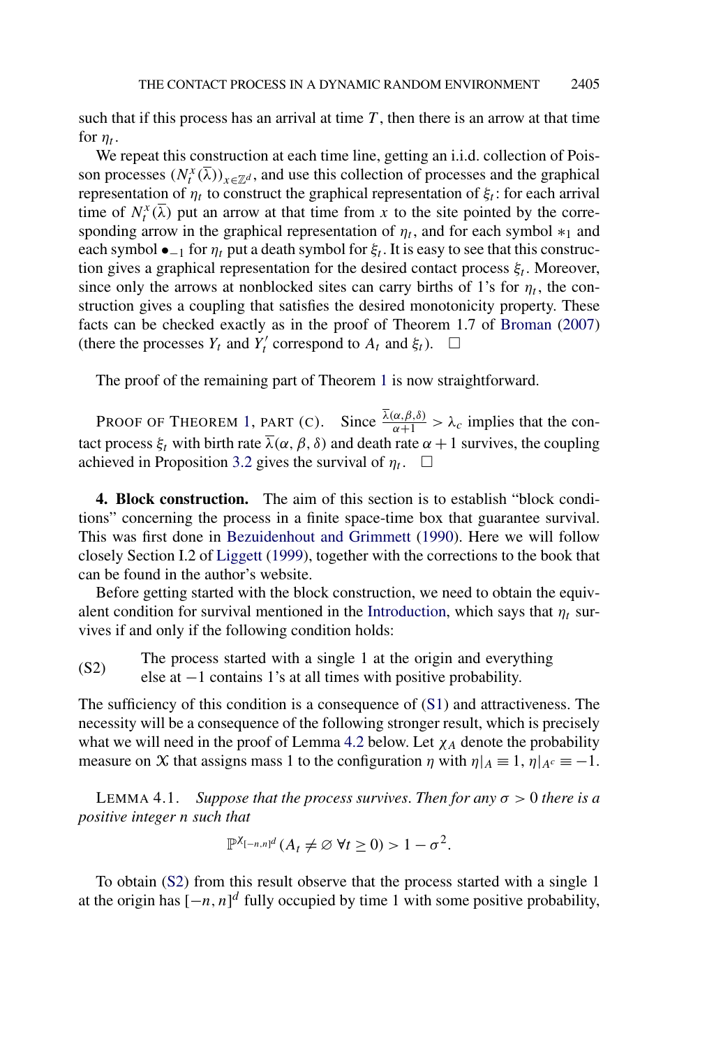such that if this process has an arrival at time $T$, then there is an arrow at that time for $\eta_t$.

We repeat this construction at each time line, getting an i.i.d. collection of Poisson processes $(N_t^x(\overline{\lambda}))_{x \in \mathbb{Z}^d}$, and use this collection of processes and the graphical representation of $\eta_t$ to construct the graphical representation of $\xi_t$: for each arrival time of $N_t^x(\overline{\lambda})$ put an arrow at that time from $x$ to the site pointed by the corresponding arrow in the graphical representation of $\eta_t$, and for each symbol $*_1$ and each symbol $\bullet_{-1}$ for $\eta_t$ put a death symbol for $\xi_t$. It is easy to see that this construction gives a graphical representation for the desired contact process $\xi_t$. Moreover, since only the arrows at nonblocked sites can carry births of 1's for $\eta_t$, the construction gives a coupling that satisfies the desired monotonicity property. These facts can be checked exactly as in the proof of Theorem 1.7 of Broman (2007) (there the processes $Y_t$ and $Y_t'$ correspond to $A_t$ and $\xi_t$). $\square$

The proof of the remaining part of Theorem 1 is now straightforward.

PROOF OF THEOREM 1, PART (C). Since $\frac{\overline{\lambda}(\alpha,\beta,\delta)}{\alpha+1} > \lambda_c$ implies that the contact process $\xi_t$ with birth rate $\overline{\lambda}(\alpha, \beta, \delta)$ and death rate $\alpha + 1$ survives, the coupling achieved in Proposition 3.2 gives the survival of $\eta_t$. $\square$

**4. Block construction.** The aim of this section is to establish "block conditions" concerning the process in a finite space-time box that guarantee survival. This was first done in Bezuidenhout and Grimmett (1990). Here we will follow closely Section I.2 of Liggett (1999), together with the corrections to the book that can be found in the author's website.

Before getting started with the block construction, we need to obtain the equivalent condition for survival mentioned in the Introduction, which says that $\eta_t$ survives if and only if the following condition holds:

(S2) The process started with a single 1 at the origin and everything else at $-1$ contains 1's at all times with positive probability.

The sufficiency of this condition is a consequence of (S1) and attractiveness. The necessity will be a consequence of the following stronger result, which is precisely what we will need in the proof of Lemma 4.2 below. Let $\chi_A$ denote the probability measure on $\mathcal{X}$ that assigns mass 1 to the configuration $\eta$ with $\eta|_A \equiv 1$, $\eta|_{A^c} \equiv -1$.

LEMMA 4.1. *Suppose that the process survives. Then for any $\sigma > 0$ there is a positive integer $n$ such that*

$$\mathbb{P}^{\chi_{[-n,n]^d}}(A_t \neq \varnothing \ \forall t \geq 0) > 1 - \sigma^2.$$

To obtain (S2) from this result observe that the process started with a single 1 at the origin has $[-n, n]^d$ fully occupied by time 1 with some positive probability,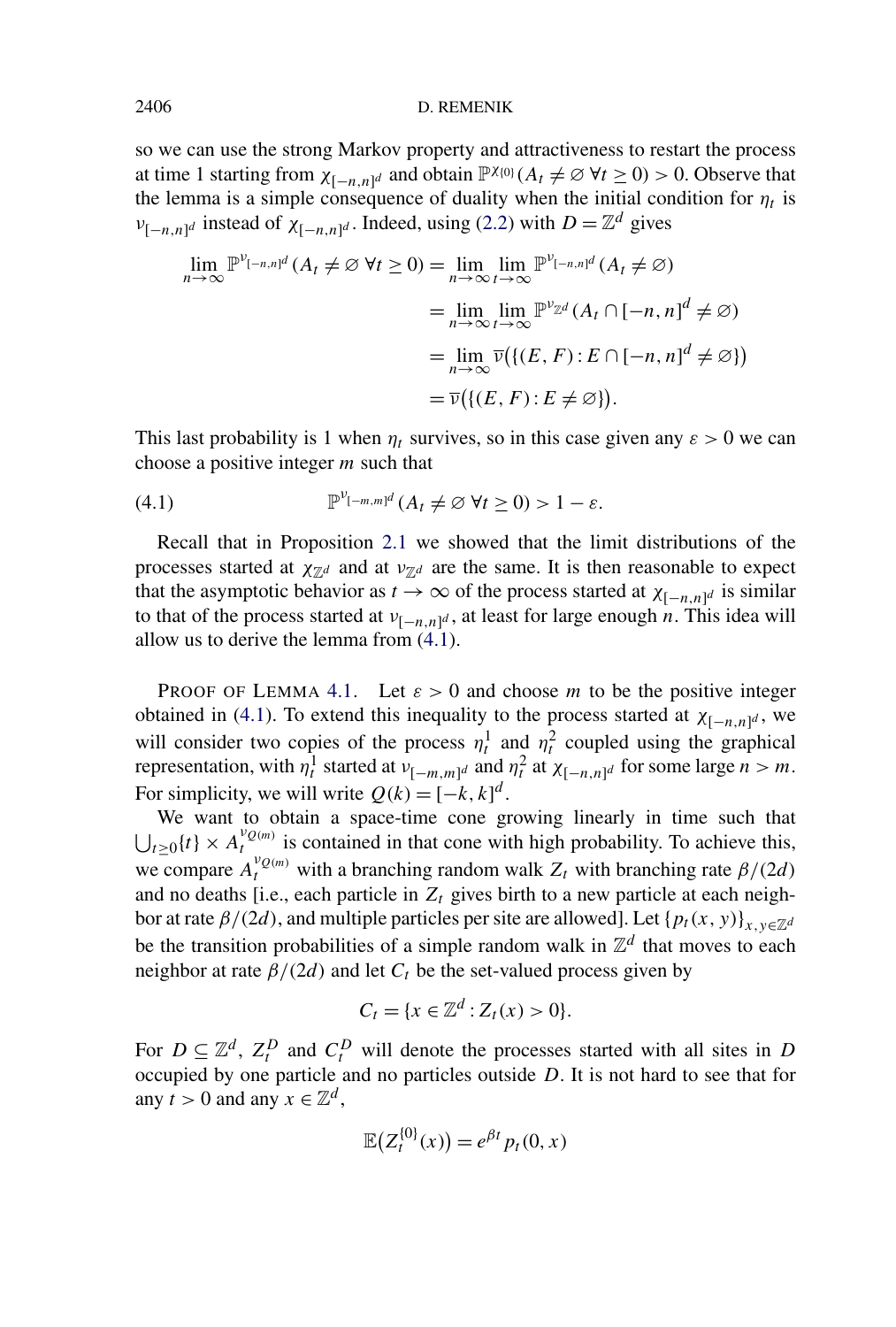so we can use the strong Markov property and attractiveness to restart the process at time 1 starting from $\chi_{[-n,n]^d}$ and obtain $\mathbb{P}^{\chi_{\{0\}}}(A_t \neq \varnothing \; \forall t \geq 0) > 0$. Observe that the lemma is a simple consequence of duality when the initial condition for $\eta_t$ is $\nu_{[-n,n]^d}$ instead of $\chi_{[-n,n]^d}$. Indeed, using (2.2) with $D = \mathbb{Z}^d$ gives

$$
\begin{aligned}
\lim_{n\to\infty} \mathbb{P}^{\nu_{[-n,n]^d}}(A_t \neq \varnothing \; \forall t \geq 0) &= \lim_{n\to\infty} \lim_{t\to\infty} \mathbb{P}^{\nu_{[-n,n]^d}}(A_t \neq \varnothing) \\
&= \lim_{n\to\infty} \lim_{t\to\infty} \mathbb{P}^{\nu_{\mathbb{Z}^d}}(A_t \cap [-n,n]^d \neq \varnothing) \\
&= \lim_{n\to\infty} \overline{\nu}\big(\{(E,F) : E \cap [-n,n]^d \neq \varnothing\}\big) \\
&= \overline{\nu}\big(\{(E,F) : E \neq \varnothing\}\big).
\end{aligned}
$$

This last probability is 1 when $\eta_t$ survives, so in this case given any $\varepsilon > 0$ we can choose a positive integer $m$ such that

$$
\mathbb{P}^{\nu_{[-m,m]^d}}(A_t \neq \varnothing \; \forall t \geq 0) > 1 - \varepsilon. \tag{4.1}
$$

Recall that in Proposition 2.1 we showed that the limit distributions of the processes started at $\chi_{\mathbb{Z}^d}$ and at $\nu_{\mathbb{Z}^d}$ are the same. It is then reasonable to expect that the asymptotic behavior as $t \to \infty$ of the process started at $\chi_{[-n,n]^d}$ is similar to that of the process started at $\nu_{[-n,n]^d}$, at least for large enough $n$. This idea will allow us to derive the lemma from (4.1).

PROOF OF LEMMA 4.1. Let $\varepsilon > 0$ and choose $m$ to be the positive integer obtained in (4.1). To extend this inequality to the process started at $\chi_{[-n,n]^d}$, we will consider two copies of the process $\eta_t^1$ and $\eta_t^2$ coupled using the graphical representation, with $\eta_t^1$ started at $\nu_{[-m,m]^d}$ and $\eta_t^2$ at $\chi_{[-n,n]^d}$ for some large $n > m$. For simplicity, we will write $Q(k) = [-k,k]^d$.

We want to obtain a space-time cone growing linearly in time such that $\bigcup_{t\geq 0}\{t\} \times A_t^{\nu_{Q(m)}}$ is contained in that cone with high probability. To achieve this, we compare $A_t^{\nu_{Q(m)}}$ with a branching random walk $Z_t$ with branching rate $\beta/(2d)$ and no deaths [i.e., each particle in $Z_t$ gives birth to a new particle at each neighbor at rate $\beta/(2d)$, and multiple particles per site are allowed]. Let $\{p_t(x,y)\}_{x,y\in\mathbb{Z}^d}$ be the transition probabilities of a simple random walk in $\mathbb{Z}^d$ that moves to each neighbor at rate $\beta/(2d)$ and let $C_t$ be the set-valued process given by

$$
C_t = \{x \in \mathbb{Z}^d : Z_t(x) > 0\}.
$$

For $D \subseteq \mathbb{Z}^d$, $Z_t^D$ and $C_t^D$ will denote the processes started with all sites in $D$ occupied by one particle and no particles outside $D$. It is not hard to see that for any $t > 0$ and any $x \in \mathbb{Z}^d$,

$$
\mathbb{E}\big(Z_t^{\{0\}}(x)\big) = e^{\beta t} p_t(0,x)
$$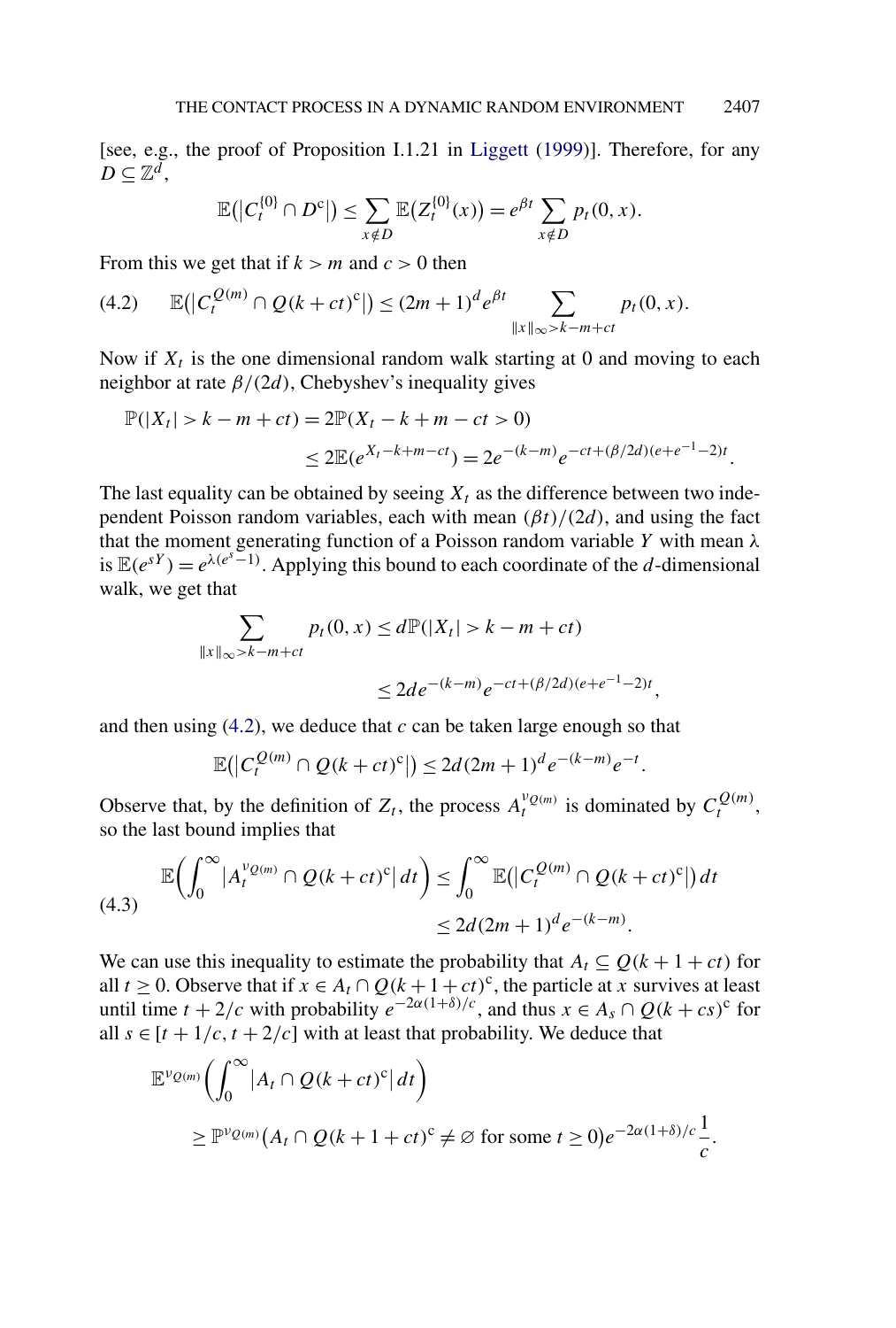[see, e.g., the proof of Proposition I.1.21 in Liggett (1999)]. Therefore, for any $D \subseteq \mathbb{Z}^d$,

$$\mathbb{E}(|C_t^{\{0\}} \cap D^{\mathrm{c}}|) \leq \sum_{x \notin D} \mathbb{E}(Z_t^{\{0\}}(x)) = e^{\beta t} \sum_{x \notin D} p_t(0, x).$$

From this we get that if $k > m$ and $c > 0$ then

$$\mathbb{E}(|C_t^{Q(m)} \cap Q(k + ct)^{\mathrm{c}}|) \leq (2m + 1)^d e^{\beta t} \sum_{\|x\|_\infty > k - m + ct} p_t(0, x). \tag{4.2}$$

Now if $X_t$ is the one dimensional random walk starting at 0 and moving to each neighbor at rate $\beta/(2d)$, Chebyshev's inequality gives

$$\begin{aligned}\mathbb{P}(|X_t| > k - m + ct) &= 2\mathbb{P}(X_t - k + m - ct > 0) \\ &\leq 2\mathbb{E}(e^{X_t - k + m - ct}) = 2e^{-(k-m)} e^{-ct + (\beta/2d)(e + e^{-1} - 2)t}.\end{aligned}$$

The last equality can be obtained by seeing $X_t$ as the difference between two independent Poisson random variables, each with mean $(\beta t)/(2d)$, and using the fact that the moment generating function of a Poisson random variable $Y$ with mean $\lambda$ is $\mathbb{E}(e^{sY}) = e^{\lambda(e^s - 1)}$. Applying this bound to each coordinate of the $d$-dimensional walk, we get that

$$\begin{aligned}\sum_{\|x\|_\infty > k - m + ct} p_t(0, x) &\leq d\mathbb{P}(|X_t| > k - m + ct) \\ &\leq 2de^{-(k-m)} e^{-ct + (\beta/2d)(e + e^{-1} - 2)t},\end{aligned}$$

and then using (4.2), we deduce that $c$ can be taken large enough so that

$$\mathbb{E}(|C_t^{Q(m)} \cap Q(k + ct)^{\mathrm{c}}|) \leq 2d(2m + 1)^d e^{-(k-m)} e^{-t}.$$

Observe that, by the definition of $Z_t$, the process $A_t^{\nu_{Q(m)}}$ is dominated by $C_t^{Q(m)}$, so the last bound implies that

$$\begin{aligned}\mathbb{E}\left(\int_0^\infty |A_t^{\nu_{Q(m)}} \cap Q(k + ct)^{\mathrm{c}}| \, dt\right) &\leq \int_0^\infty \mathbb{E}(|C_t^{Q(m)} \cap Q(k + ct)^{\mathrm{c}}|) \, dt \\ &\leq 2d(2m + 1)^d e^{-(k-m)}.\end{aligned} \tag{4.3}$$

We can use this inequality to estimate the probability that $A_t \subseteq Q(k + 1 + ct)$ for all $t \geq 0$. Observe that if $x \in A_t \cap Q(k + 1 + ct)^{\mathrm{c}}$, the particle at $x$ survives at least until time $t + 2/c$ with probability $e^{-2\alpha(1+\delta)/c}$, and thus $x \in A_s \cap Q(k + cs)^{\mathrm{c}}$ for all $s \in [t + 1/c, t + 2/c]$ with at least that probability. We deduce that

$$\begin{aligned}&\mathbb{E}^{\nu_{Q(m)}}\left(\int_0^\infty |A_t \cap Q(k + ct)^{\mathrm{c}}| \, dt\right) \\ &\qquad \geq \mathbb{P}^{\nu_{Q(m)}}(A_t \cap Q(k + 1 + ct)^{\mathrm{c}} \neq \varnothing \text{ for some } t \geq 0) e^{-2\alpha(1+\delta)/c} \frac{1}{c}.\end{aligned}$$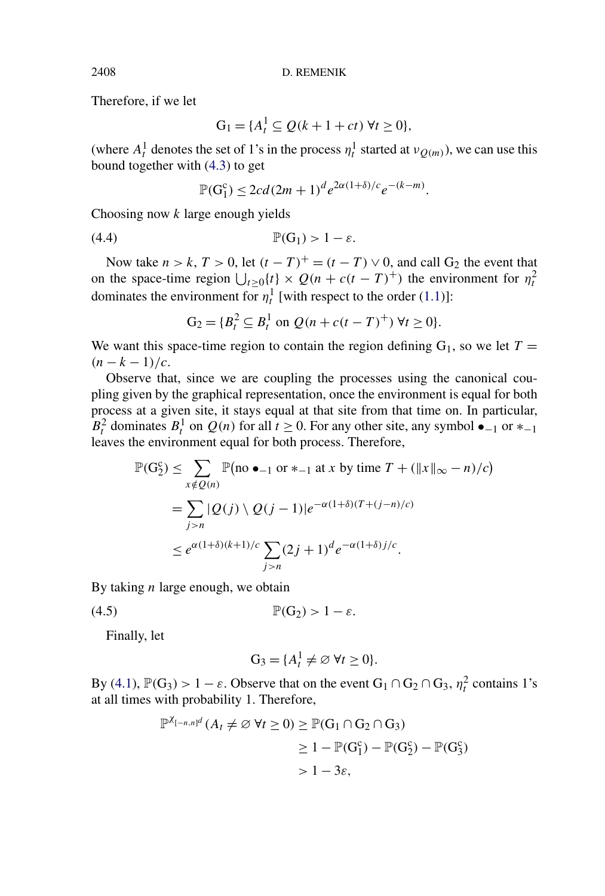Therefore, if we let

$$\mathrm{G}_1 = \{A_t^1 \subseteq Q(k+1+ct)\ \forall t \geq 0\},$$

(where $A_t^1$ denotes the set of 1's in the process $\eta_t^1$ started at $\nu_{Q(m)}$), we can use this bound together with (4.3) to get

$$\mathbb{P}(\mathrm{G}_1^{\mathrm{c}}) \leq 2cd(2m+1)^d e^{2\alpha(1+\delta)/c} e^{-(k-m)}.$$

Choosing now $k$ large enough yields

$$\mathbb{P}(\mathrm{G}_1) > 1 - \varepsilon. \tag{4.4}$$

Now take $n > k$, $T > 0$, let $(t-T)^+ = (t-T) \vee 0$, and call $\mathrm{G}_2$ the event that on the space-time region $\bigcup_{t \geq 0}\{t\} \times Q(n + c(t-T)^+)$ the environment for $\eta_t^2$ dominates the environment for $\eta_t^1$ [with respect to the order (1.1)]:

$$\mathrm{G}_2 = \{B_t^2 \subseteq B_t^1 \text{ on } Q(n + c(t-T)^+)\ \forall t \geq 0\}.$$

We want this space-time region to contain the region defining $\mathrm{G}_1$, so we let $T = (n-k-1)/c$.

Observe that, since we are coupling the processes using the canonical coupling given by the graphical representation, once the environment is equal for both process at a given site, it stays equal at that site from that time on. In particular, $B_t^2$ dominates $B_t^1$ on $Q(n)$ for all $t \geq 0$. For any other site, any symbol $\bullet_{-1}$ or $*_{-1}$ leaves the environment equal for both process. Therefore,

$$\begin{aligned}
\mathbb{P}(\mathrm{G}_2^{\mathrm{c}}) &\leq \sum_{x \notin Q(n)} \mathbb{P}\big(\text{no } \bullet_{-1} \text{ or } *_{-1} \text{ at } x \text{ by time } T + (\|x\|_\infty - n)/c\big) \\
&= \sum_{j > n} |Q(j) \setminus Q(j-1)| e^{-\alpha(1+\delta)(T + (j-n)/c)} \\
&\leq e^{\alpha(1+\delta)(k+1)/c} \sum_{j>n} (2j+1)^d e^{-\alpha(1+\delta)j/c}.
\end{aligned}$$

By taking $n$ large enough, we obtain

$$\mathbb{P}(\mathrm{G}_2) > 1 - \varepsilon. \tag{4.5}$$

Finally, let

$$\mathrm{G}_3 = \{A_t^1 \neq \varnothing\ \forall t \geq 0\}.$$

By (4.1), $\mathbb{P}(\mathrm{G}_3) > 1 - \varepsilon$. Observe that on the event $\mathrm{G}_1 \cap \mathrm{G}_2 \cap \mathrm{G}_3$, $\eta_t^2$ contains 1's at all times with probability 1. Therefore,

$$\begin{aligned}
\mathbb{P}^{\chi_{[-n,n]^d}}(A_t \neq \varnothing\ \forall t \geq 0) &\geq \mathbb{P}(\mathrm{G}_1 \cap \mathrm{G}_2 \cap \mathrm{G}_3) \\
&\geq 1 - \mathbb{P}(\mathrm{G}_1^{\mathrm{c}}) - \mathbb{P}(\mathrm{G}_2^{\mathrm{c}}) - \mathbb{P}(\mathrm{G}_3^{\mathrm{c}}) \\
&> 1 - 3\varepsilon,
\end{aligned}$$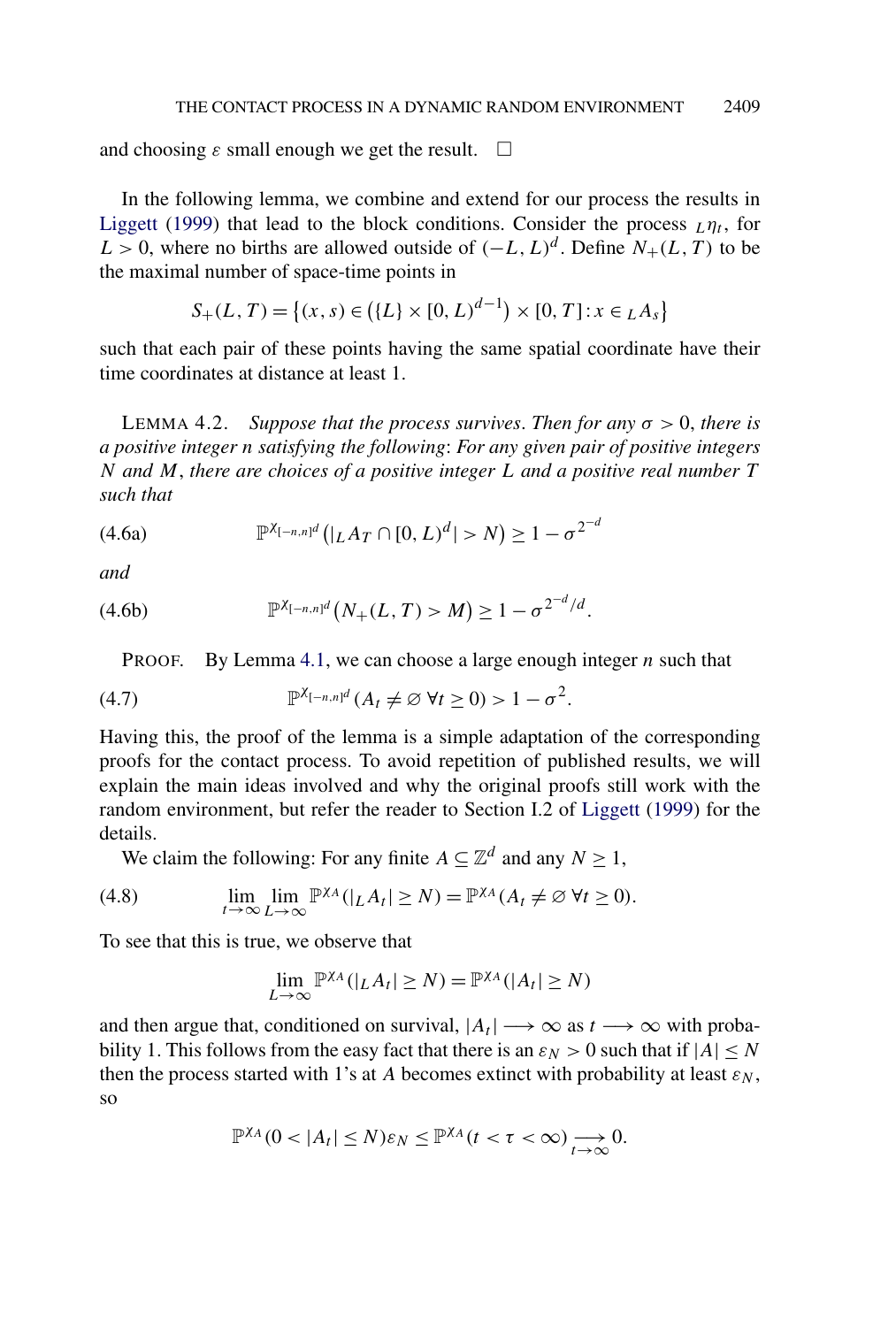and choosing $\varepsilon$ small enough we get the result. $\square$

In the following lemma, we combine and extend for our process the results in Liggett (1999) that lead to the block conditions. Consider the process ${}_L\eta_t$, for $L > 0$, where no births are allowed outside of $(-L, L)^d$. Define $N_+(L, T)$ to be the maximal number of space-time points in

$$S_+(L, T) = \{(x, s) \in (\{L\} \times [0, L)^{d-1}) \times [0, T] : x \in {}_LA_s\}$$

such that each pair of these points having the same spatial coordinate have their time coordinates at distance at least 1.

LEMMA 4.2. *Suppose that the process survives. Then for any $\sigma > 0$, there is a positive integer $n$ satisfying the following: For any given pair of positive integers $N$ and $M$, there are choices of a positive integer $L$ and a positive real number $T$ such that*

$$\mathbb{P}^{\chi_{[-n,n]^d}}(|{}_LA_T \cap [0, L)^d| > N) \geq 1 - \sigma^{2^{-d}} \tag{4.6a}$$

*and*

$$\mathbb{P}^{\chi_{[-n,n]^d}}(N_+(L, T) > M) \geq 1 - \sigma^{2^{-d}/d}. \tag{4.6b}$$

PROOF. By Lemma 4.1, we can choose a large enough integer $n$ such that

$$\mathbb{P}^{\chi_{[-n,n]^d}}(A_t \neq \varnothing \; \forall t \geq 0) > 1 - \sigma^2. \tag{4.7}$$

Having this, the proof of the lemma is a simple adaptation of the corresponding proofs for the contact process. To avoid repetition of published results, we will explain the main ideas involved and why the original proofs still work with the random environment, but refer the reader to Section I.2 of Liggett (1999) for the details.

We claim the following: For any finite $A \subseteq \mathbb{Z}^d$ and any $N \geq 1$,

$$\lim_{t\to\infty} \lim_{L\to\infty} \mathbb{P}^{\chi_A}(|{}_LA_t| \geq N) = \mathbb{P}^{\chi_A}(A_t \neq \varnothing \; \forall t \geq 0). \tag{4.8}$$

To see that this is true, we observe that

$$\lim_{L\to\infty} \mathbb{P}^{\chi_A}(|{}_LA_t| \geq N) = \mathbb{P}^{\chi_A}(|A_t| \geq N)$$

and then argue that, conditioned on survival, $|A_t| \longrightarrow \infty$ as $t \longrightarrow \infty$ with probability 1. This follows from the easy fact that there is an $\varepsilon_N > 0$ such that if $|A| \leq N$ then the process started with 1's at $A$ becomes extinct with probability at least $\varepsilon_N$, so

$$\mathbb{P}^{\chi_A}(0 < |A_t| \leq N)\varepsilon_N \leq \mathbb{P}^{\chi_A}(t < \tau < \infty) \underset{t\to\infty}{\longrightarrow} 0.$$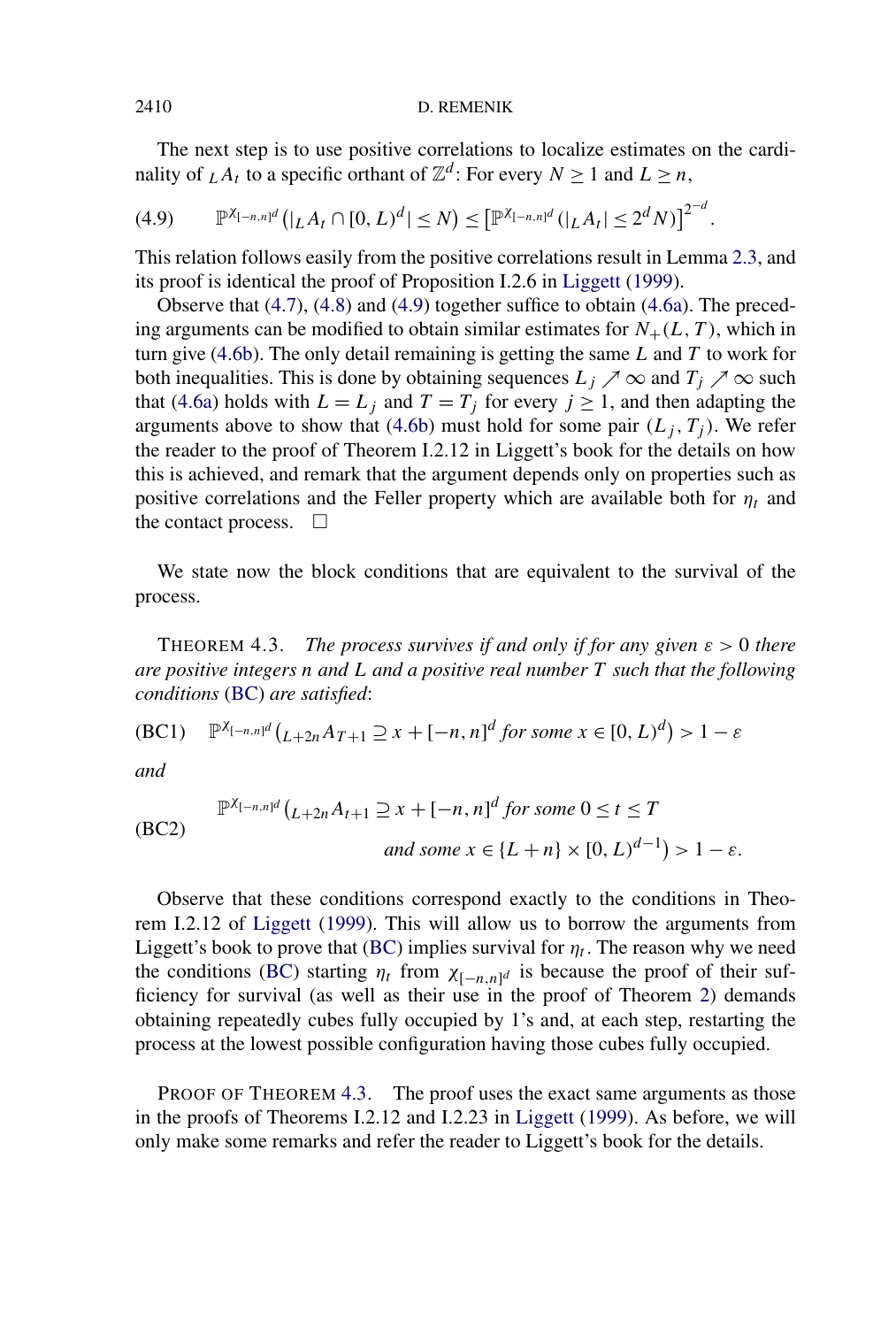The next step is to use positive correlations to localize estimates on the cardinality of ${}_LA_t$ to a specific orthant of $\mathbb{Z}^d$: For every $N \geq 1$ and $L \geq n$,

$$\mathbb{P}^{\chi_{[-n,n]^d}}\big(|{}_LA_t \cap [0,L)^d| \leq N\big) \leq \big[\mathbb{P}^{\chi_{[-n,n]^d}}(|{}_LA_t| \leq 2^d N)\big]^{2^{-d}}. \tag{4.9}$$

This relation follows easily from the positive correlations result in Lemma 2.3, and its proof is identical the proof of Proposition I.2.6 in Liggett (1999).

Observe that (4.7), (4.8) and (4.9) together suffice to obtain (4.6a). The preceding arguments can be modified to obtain similar estimates for $N_+(L,T)$, which in turn give (4.6b). The only detail remaining is getting the same $L$ and $T$ to work for both inequalities. This is done by obtaining sequences $L_j \nearrow \infty$ and $T_j \nearrow \infty$ such that (4.6a) holds with $L = L_j$ and $T = T_j$ for every $j \geq 1$, and then adapting the arguments above to show that (4.6b) must hold for some pair $(L_j, T_j)$. We refer the reader to the proof of Theorem I.2.12 in Liggett's book for the details on how this is achieved, and remark that the argument depends only on properties such as positive correlations and the Feller property which are available both for $\eta_t$ and the contact process. $\square$

We state now the block conditions that are equivalent to the survival of the process.

THEOREM 4.3. *The process survives if and only if for any given $\varepsilon > 0$ there are positive integers $n$ and $L$ and a positive real number $T$ such that the following conditions* (BC) *are satisfied*:

$$\text{(BC1)} \quad \mathbb{P}^{\chi_{[-n,n]^d}}\big({}_{L+2n}A_{T+1} \supseteq x + [-n,n]^d \text{ for some } x \in [0,L)^d\big) > 1 - \varepsilon$$

*and*

$$\text{(BC2)} \quad \begin{aligned} &\mathbb{P}^{\chi_{[-n,n]^d}}\big({}_{L+2n}A_{t+1} \supseteq x + [-n,n]^d \text{ for some } 0 \leq t \leq T \\ &\qquad\qquad \text{and some } x \in \{L+n\} \times [0,L)^{d-1}\big) > 1 - \varepsilon. \end{aligned}$$

Observe that these conditions correspond exactly to the conditions in Theorem I.2.12 of Liggett (1999). This will allow us to borrow the arguments from Liggett's book to prove that (BC) implies survival for $\eta_t$. The reason why we need the conditions (BC) starting $\eta_t$ from $\chi_{[-n,n]^d}$ is because the proof of their sufficiency for survival (as well as their use in the proof of Theorem 2) demands obtaining repeatedly cubes fully occupied by 1's and, at each step, restarting the process at the lowest possible configuration having those cubes fully occupied.

PROOF OF THEOREM 4.3. The proof uses the exact same arguments as those in the proofs of Theorems I.2.12 and I.2.23 in Liggett (1999). As before, we will only make some remarks and refer the reader to Liggett's book for the details.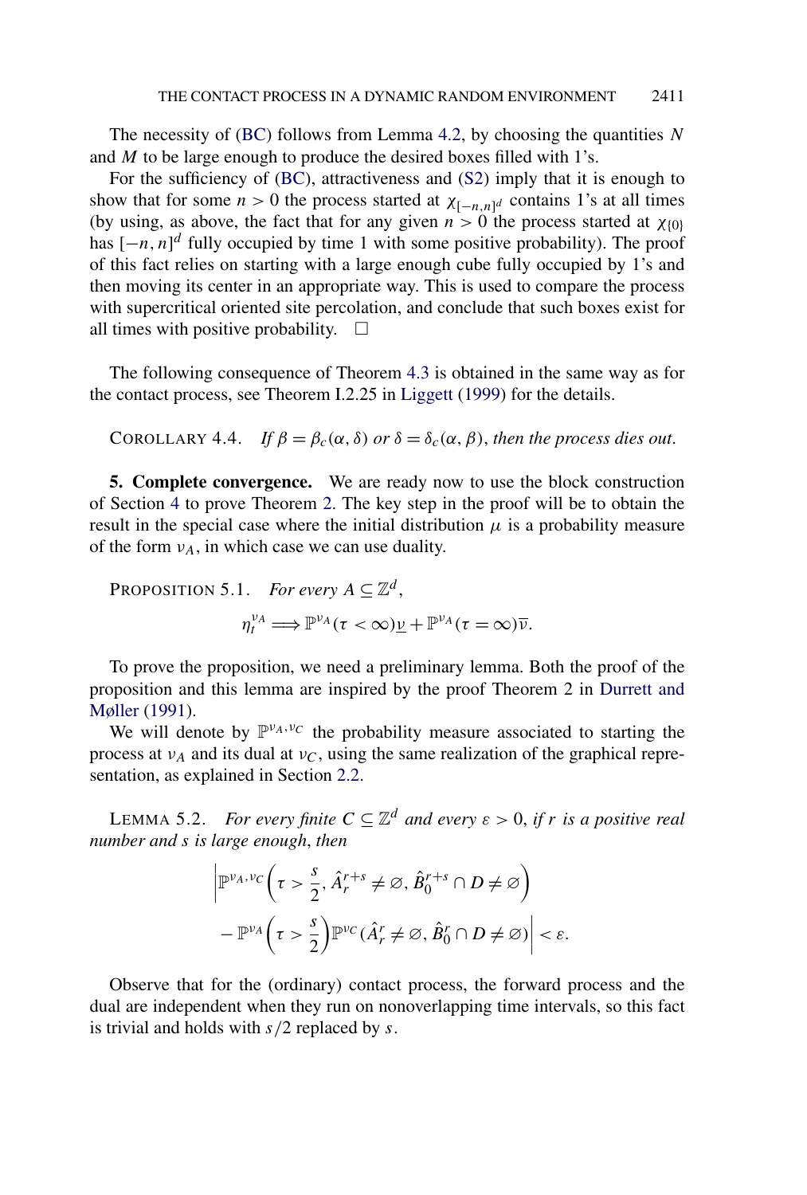The necessity of (BC) follows from Lemma 4.2, by choosing the quantities $N$ and $M$ to be large enough to produce the desired boxes filled with 1's.

For the sufficiency of (BC), attractiveness and (S2) imply that it is enough to show that for some $n > 0$ the process started at $\chi_{[-n,n]^d}$ contains 1's at all times (by using, as above, the fact that for any given $n > 0$ the process started at $\chi_{\{0\}}$ has $[-n, n]^d$ fully occupied by time 1 with some positive probability). The proof of this fact relies on starting with a large enough cube fully occupied by 1's and then moving its center in an appropriate way. This is used to compare the process with supercritical oriented site percolation, and conclude that such boxes exist for all times with positive probability. $\square$

The following consequence of Theorem 4.3 is obtained in the same way as for the contact process, see Theorem I.2.25 in Liggett (1999) for the details.

COROLLARY 4.4. *If $\beta = \beta_c(\alpha, \delta)$ or $\delta = \delta_c(\alpha, \beta)$, then the process dies out.*

## 5. Complete convergence.

We are ready now to use the block construction of Section 4 to prove Theorem 2. The key step in the proof will be to obtain the result in the special case where the initial distribution $\mu$ is a probability measure of the form $\nu_A$, in which case we can use duality.

PROPOSITION 5.1. *For every $A \subseteq \mathbb{Z}^d$,*

$$\eta_t^{\nu_A} \Longrightarrow \mathbb{P}^{\nu_A}(\tau < \infty)\underline{\nu} + \mathbb{P}^{\nu_A}(\tau = \infty)\overline{\nu}.$$

To prove the proposition, we need a preliminary lemma. Both the proof of the proposition and this lemma are inspired by the proof Theorem 2 in Durrett and Møller (1991).

We will denote by $\mathbb{P}^{\nu_A,\nu_C}$ the probability measure associated to starting the process at $\nu_A$ and its dual at $\nu_C$, using the same realization of the graphical representation, as explained in Section 2.2.

LEMMA 5.2. *For every finite $C \subseteq \mathbb{Z}^d$ and every $\varepsilon > 0$, if $r$ is a positive real number and $s$ is large enough, then*

$$\left| \mathbb{P}^{\nu_A,\nu_C}\left(\tau > \frac{s}{2}, \hat{A}_r^{r+s} \neq \varnothing, \hat{B}_0^{r+s} \cap D \neq \varnothing\right) - \mathbb{P}^{\nu_A}\left(\tau > \frac{s}{2}\right)\mathbb{P}^{\nu_C}(\hat{A}_r^r \neq \varnothing, \hat{B}_0^r \cap D \neq \varnothing)\right| < \varepsilon.$$

Observe that for the (ordinary) contact process, the forward process and the dual are independent when they run on nonoverlapping time intervals, so this fact is trivial and holds with $s/2$ replaced by $s$.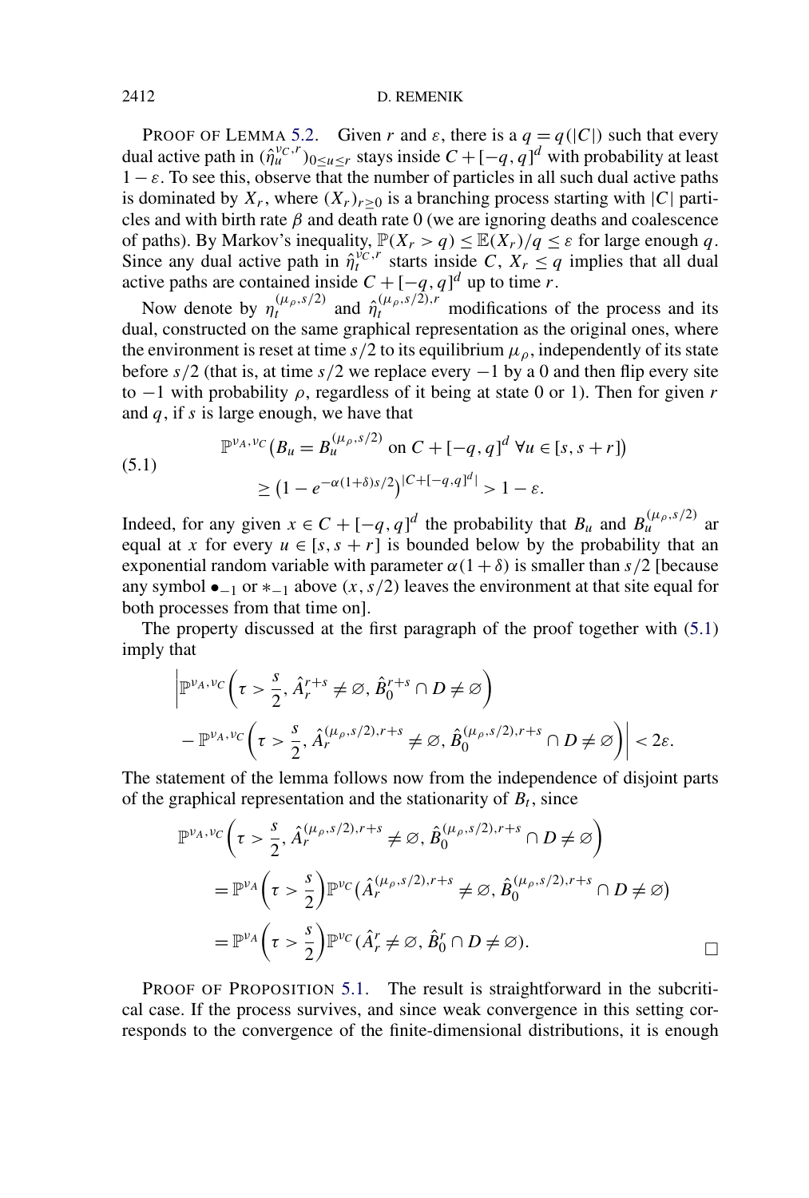PROOF OF LEMMA 5.2. Given $r$ and $\varepsilon$, there is a $q = q(|C|)$ such that every dual active path in $(\hat{\eta}_u^{\nu_C,r})_{0\le u\le r}$ stays inside $C + [-q,q]^d$ with probability at least $1-\varepsilon$. To see this, observe that the number of particles in all such dual active paths is dominated by $X_r$, where $(X_r)_{r\ge 0}$ is a branching process starting with $|C|$ particles and with birth rate $\beta$ and death rate 0 (we are ignoring deaths and coalescence of paths). By Markov's inequality, $\mathbb{P}(X_r > q) \le \mathbb{E}(X_r)/q \le \varepsilon$ for large enough $q$. Since any dual active path in $\hat{\eta}_t^{\nu_C,r}$ starts inside $C$, $X_r \le q$ implies that all dual active paths are contained inside $C + [-q,q]^d$ up to time $r$.

Now denote by $\eta_t^{(\mu_\rho,s/2)}$ and $\hat{\eta}_t^{(\mu_\rho,s/2),r}$ modifications of the process and its dual, constructed on the same graphical representation as the original ones, where the environment is reset at time $s/2$ to its equilibrium $\mu_\rho$, independently of its state before $s/2$ (that is, at time $s/2$ we replace every $-1$ by a 0 and then flip every site to $-1$ with probability $\rho$, regardless of it being at state 0 or 1). Then for given $r$ and $q$, if $s$ is large enough, we have that

$$
\begin{aligned}
&\mathbb{P}^{\nu_A,\nu_C}\big(B_u = B_u^{(\mu_\rho,s/2)} \text{ on } C + [-q,q]^d\ \forall u \in [s, s+r]\big) \\
&\qquad \ge \big(1 - e^{-\alpha(1+\delta)s/2}\big)^{|C+[-q,q]^d|} > 1-\varepsilon.
\end{aligned}
\tag{5.1}
$$

Indeed, for any given $x \in C + [-q,q]^d$ the probability that $B_u$ and $B_u^{(\mu_\rho,s/2)}$ ar equal at $x$ for every $u \in [s, s+r]$ is bounded below by the probability that an exponential random variable with parameter $\alpha(1+\delta)$ is smaller than $s/2$ [because any symbol $\bullet_{-1}$ or $*_{-1}$ above $(x, s/2)$ leaves the environment at that site equal for both processes from that time on].

The property discussed at the first paragraph of the proof together with (5.1) imply that

$$
\begin{aligned}
&\bigg|\mathbb{P}^{\nu_A,\nu_C}\bigg(\tau > \frac{s}{2}, \hat{A}_r^{r+s} \neq \varnothing, \hat{B}_0^{r+s} \cap D \neq \varnothing\bigg) \\
&\quad - \mathbb{P}^{\nu_A,\nu_C}\bigg(\tau > \frac{s}{2}, \hat{A}_r^{(\mu_\rho,s/2),r+s} \neq \varnothing, \hat{B}_0^{(\mu_\rho,s/2),r+s} \cap D \neq \varnothing\bigg)\bigg| < 2\varepsilon.
\end{aligned}
$$

The statement of the lemma follows now from the independence of disjoint parts of the graphical representation and the stationarity of $B_t$, since

$$
\begin{aligned}
&\mathbb{P}^{\nu_A,\nu_C}\bigg(\tau > \frac{s}{2}, \hat{A}_r^{(\mu_\rho,s/2),r+s} \neq \varnothing, \hat{B}_0^{(\mu_\rho,s/2),r+s} \cap D \neq \varnothing\bigg) \\
&\quad = \mathbb{P}^{\nu_A}\bigg(\tau > \frac{s}{2}\bigg)\mathbb{P}^{\nu_C}\big(\hat{A}_r^{(\mu_\rho,s/2),r+s} \neq \varnothing, \hat{B}_0^{(\mu_\rho,s/2),r+s} \cap D \neq \varnothing\big) \\
&\quad = \mathbb{P}^{\nu_A}\bigg(\tau > \frac{s}{2}\bigg)\mathbb{P}^{\nu_C}(\hat{A}_r^r \neq \varnothing, \hat{B}_0^r \cap D \neq \varnothing).
\end{aligned}
$$

□

PROOF OF PROPOSITION 5.1. The result is straightforward in the subcritical case. If the process survives, and since weak convergence in this setting corresponds to the convergence of the finite-dimensional distributions, it is enough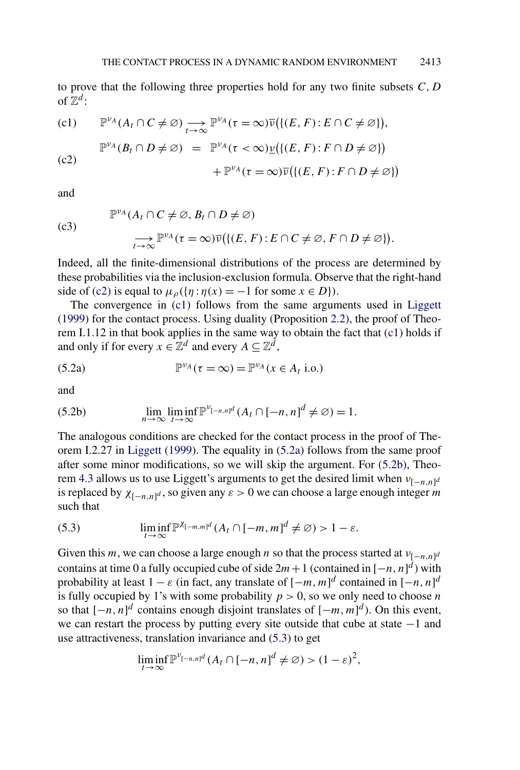to prove that the following three properties hold for any two finite subsets $C$, $D$ of $\mathbb{Z}^d$:

$$\text{(c1)} \qquad \mathbb{P}^{\nu_A}(A_t \cap C \neq \varnothing) \underset{t\to\infty}{\longrightarrow} \mathbb{P}^{\nu_A}(\tau = \infty)\overline{\nu}\big(\{(E,F) : E \cap C \neq \varnothing\}\big),$$

$$\text{(c2)} \qquad \begin{aligned} \mathbb{P}^{\nu_A}(B_t \cap D \neq \varnothing) &= \mathbb{P}^{\nu_A}(\tau < \infty)\underline{\nu}\big(\{(E,F) : F \cap D \neq \varnothing\}\big) \\ &\quad + \mathbb{P}^{\nu_A}(\tau = \infty)\overline{\nu}\big(\{(E,F) : F \cap D \neq \varnothing\}\big) \end{aligned}$$

and

$$\text{(c3)} \qquad \begin{aligned} &\mathbb{P}^{\nu_A}(A_t \cap C \neq \varnothing, B_t \cap D \neq \varnothing) \\ &\quad \underset{t\to\infty}{\longrightarrow} \mathbb{P}^{\nu_A}(\tau = \infty)\overline{\nu}\big(\{(E,F) : E \cap C \neq \varnothing, F \cap D \neq \varnothing\}\big). \end{aligned}$$

Indeed, all the finite-dimensional distributions of the process are determined by these probabilities via the inclusion-exclusion formula. Observe that the right-hand side of (c2) is equal to $\mu_\rho(\{\eta : \eta(x) = -1 \text{ for some } x \in D\})$.

The convergence in (c1) follows from the same arguments used in Liggett (1999) for the contact process. Using duality (Proposition 2.2), the proof of Theorem I.1.12 in that book applies in the same way to obtain the fact that (c1) holds if and only if for every $x \in \mathbb{Z}^d$ and every $A \subseteq \mathbb{Z}^d$,

$$\text{(5.2a)} \qquad \mathbb{P}^{\nu_A}(\tau = \infty) = \mathbb{P}^{\nu_A}(x \in A_t \text{ i.o.})$$

and

$$\text{(5.2b)} \qquad \lim_{n\to\infty} \liminf_{t\to\infty} \mathbb{P}^{\nu_{[-n,n]^d}}(A_t \cap [-n,n]^d \neq \varnothing) = 1.$$

The analogous conditions are checked for the contact process in the proof of Theorem I.2.27 in Liggett (1999). The equality in (5.2a) follows from the same proof after some minor modifications, so we will skip the argument. For (5.2b), Theorem 4.3 allows us to use Liggett's arguments to get the desired limit when $\nu_{[-n,n]^d}$ is replaced by $\chi_{[-n,n]^d}$, so given any $\varepsilon > 0$ we can choose a large enough integer $m$ such that

$$\text{(5.3)} \qquad \liminf_{t\to\infty} \mathbb{P}^{\chi_{[-m,m]^d}}(A_t \cap [-m,m]^d \neq \varnothing) > 1 - \varepsilon.$$

Given this $m$, we can choose a large enough $n$ so that the process started at $\nu_{[-n,n]^d}$ contains at time 0 a fully occupied cube of side $2m+1$ (contained in $[-n,n]^d$) with probability at least $1-\varepsilon$ (in fact, any translate of $[-m,m]^d$ contained in $[-n,n]^d$ is fully occupied by 1's with some probability $p > 0$, so we only need to choose $n$ so that $[-n,n]^d$ contains enough disjoint translates of $[-m,m]^d$). On this event, we can restart the process by putting every site outside that cube at state $-1$ and use attractiveness, translation invariance and (5.3) to get

$$\liminf_{t\to\infty} \mathbb{P}^{\nu_{[-n,n]^d}}(A_t \cap [-n,n]^d \neq \varnothing) > (1-\varepsilon)^2,$$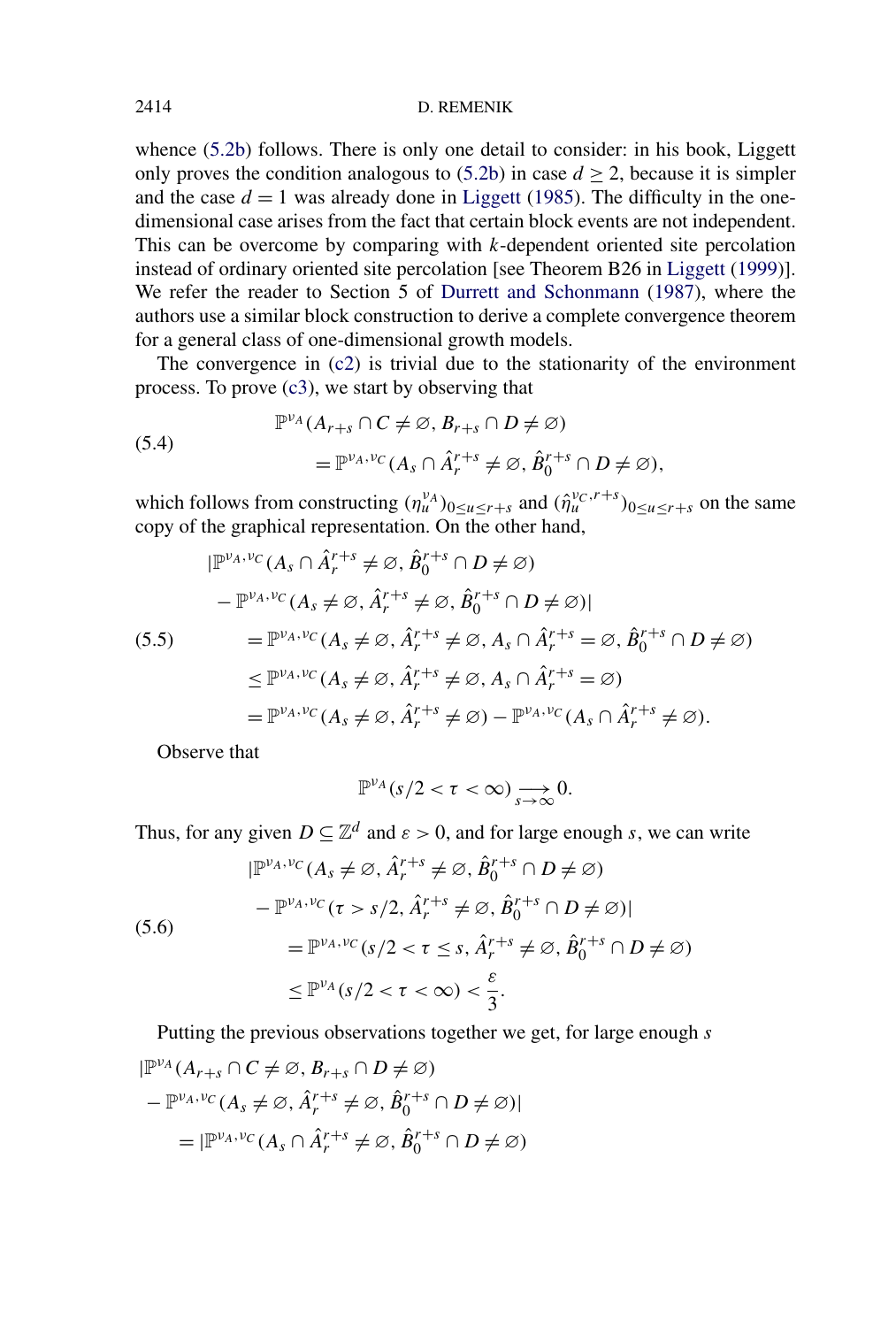whence (5.2b) follows. There is only one detail to consider: in his book, Liggett only proves the condition analogous to (5.2b) in case $d \geq 2$, because it is simpler and the case $d = 1$ was already done in Liggett (1985). The difficulty in the one-dimensional case arises from the fact that certain block events are not independent. This can be overcome by comparing with $k$-dependent oriented site percolation instead of ordinary oriented site percolation [see Theorem B26 in Liggett (1999)]. We refer the reader to Section 5 of Durrett and Schonmann (1987), where the authors use a similar block construction to derive a complete convergence theorem for a general class of one-dimensional growth models.

The convergence in (c2) is trivial due to the stationarity of the environment process. To prove (c3), we start by observing that

$$
\begin{aligned}
&\mathbb{P}^{\nu_A}(A_{r+s} \cap C \neq \varnothing, B_{r+s} \cap D \neq \varnothing) \\
&\qquad = \mathbb{P}^{\nu_A,\nu_C}(A_s \cap \hat{A}_r^{r+s} \neq \varnothing, \hat{B}_0^{r+s} \cap D \neq \varnothing),
\end{aligned} \tag{5.4}
$$

which follows from constructing $(\eta_u^{\nu_A})_{0 \leq u \leq r+s}$ and $(\hat{\eta}_u^{\nu_C, r+s})_{0 \leq u \leq r+s}$ on the same copy of the graphical representation. On the other hand,

$$
\begin{aligned}
&|\mathbb{P}^{\nu_A,\nu_C}(A_s \cap \hat{A}_r^{r+s} \neq \varnothing, \hat{B}_0^{r+s} \cap D \neq \varnothing) \\
&\quad - \mathbb{P}^{\nu_A,\nu_C}(A_s \neq \varnothing, \hat{A}_r^{r+s} \neq \varnothing, \hat{B}_0^{r+s} \cap D \neq \varnothing)| \\
&\qquad = \mathbb{P}^{\nu_A,\nu_C}(A_s \neq \varnothing, \hat{A}_r^{r+s} \neq \varnothing, A_s \cap \hat{A}_r^{r+s} = \varnothing, \hat{B}_0^{r+s} \cap D \neq \varnothing) \\
&\qquad \leq \mathbb{P}^{\nu_A,\nu_C}(A_s \neq \varnothing, \hat{A}_r^{r+s} \neq \varnothing, A_s \cap \hat{A}_r^{r+s} = \varnothing) \\
&\qquad = \mathbb{P}^{\nu_A,\nu_C}(A_s \neq \varnothing, \hat{A}_r^{r+s} \neq \varnothing) - \mathbb{P}^{\nu_A,\nu_C}(A_s \cap \hat{A}_r^{r+s} \neq \varnothing).
\end{aligned} \tag{5.5}
$$

Observe that

$$
\mathbb{P}^{\nu_A}(s/2 < \tau < \infty) \underset{s \to \infty}{\longrightarrow} 0.
$$

Thus, for any given $D \subseteq \mathbb{Z}^d$ and $\varepsilon > 0$, and for large enough $s$, we can write

$$
\begin{aligned}
&|\mathbb{P}^{\nu_A,\nu_C}(A_s \neq \varnothing, \hat{A}_r^{r+s} \neq \varnothing, \hat{B}_0^{r+s} \cap D \neq \varnothing) \\
&\quad - \mathbb{P}^{\nu_A,\nu_C}(\tau > s/2, \hat{A}_r^{r+s} \neq \varnothing, \hat{B}_0^{r+s} \cap D \neq \varnothing)| \\
&\qquad = \mathbb{P}^{\nu_A,\nu_C}(s/2 < \tau \leq s, \hat{A}_r^{r+s} \neq \varnothing, \hat{B}_0^{r+s} \cap D \neq \varnothing) \\
&\qquad \leq \mathbb{P}^{\nu_A}(s/2 < \tau < \infty) < \frac{\varepsilon}{3}.
\end{aligned} \tag{5.6}
$$

Putting the previous observations together we get, for large enough $s$

$$
\begin{aligned}
&|\mathbb{P}^{\nu_A}(A_{r+s} \cap C \neq \varnothing, B_{r+s} \cap D \neq \varnothing) \\
&\quad - \mathbb{P}^{\nu_A,\nu_C}(A_s \neq \varnothing, \hat{A}_r^{r+s} \neq \varnothing, \hat{B}_0^{r+s} \cap D \neq \varnothing)| \\
&\qquad = |\mathbb{P}^{\nu_A,\nu_C}(A_s \cap \hat{A}_r^{r+s} \neq \varnothing, \hat{B}_0^{r+s} \cap D \neq \varnothing)
\end{aligned}
$$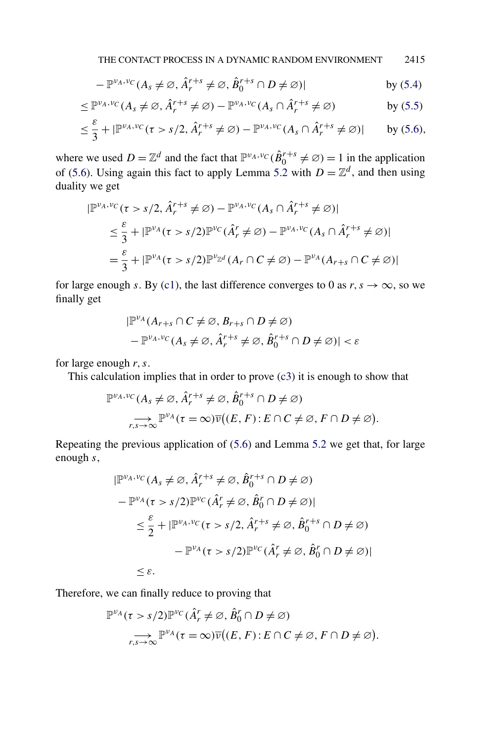$$
\begin{aligned}
&\quad - \mathbb{P}^{\nu_A,\nu_C}(A_s \neq \varnothing, \hat{A}_r^{r+s} \neq \varnothing, \hat{B}_0^{r+s} \cap D \neq \varnothing)| && \text{by (5.4)}\\
&\leq \mathbb{P}^{\nu_A,\nu_C}(A_s \neq \varnothing, \hat{A}_r^{r+s} \neq \varnothing) - \mathbb{P}^{\nu_A,\nu_C}(A_s \cap \hat{A}_r^{r+s} \neq \varnothing) && \text{by (5.5)}\\
&\leq \frac{\varepsilon}{3} + |\mathbb{P}^{\nu_A,\nu_C}(\tau > s/2, \hat{A}_r^{r+s} \neq \varnothing) - \mathbb{P}^{\nu_A,\nu_C}(A_s \cap \hat{A}_r^{r+s} \neq \varnothing)| && \text{by (5.6)},
\end{aligned}
$$

where we used $D = \mathbb{Z}^d$ and the fact that $\mathbb{P}^{\nu_A,\nu_C}(\hat{B}_0^{r+s} \neq \varnothing) = 1$ in the application of (5.6). Using again this fact to apply Lemma 5.2 with $D = \mathbb{Z}^d$, and then using duality we get

$$
\begin{aligned}
&|\mathbb{P}^{\nu_A,\nu_C}(\tau > s/2, \hat{A}_r^{r+s} \neq \varnothing) - \mathbb{P}^{\nu_A,\nu_C}(A_s \cap \hat{A}_r^{r+s} \neq \varnothing)|\\
&\quad \leq \frac{\varepsilon}{3} + |\mathbb{P}^{\nu_A}(\tau > s/2)\mathbb{P}^{\nu_C}(\hat{A}_r^r \neq \varnothing) - \mathbb{P}^{\nu_A,\nu_C}(A_s \cap \hat{A}_r^{r+s} \neq \varnothing)|\\
&\quad = \frac{\varepsilon}{3} + |\mathbb{P}^{\nu_A}(\tau > s/2)\mathbb{P}^{\nu_{\mathbb{Z}^d}}(A_r \cap C \neq \varnothing) - \mathbb{P}^{\nu_A}(A_{r+s} \cap C \neq \varnothing)|
\end{aligned}
$$

for large enough $s$. By (c1), the last difference converges to 0 as $r, s \to \infty$, so we finally get

$$
\begin{aligned}
&|\mathbb{P}^{\nu_A}(A_{r+s} \cap C \neq \varnothing, B_{r+s} \cap D \neq \varnothing)\\
&\quad - \mathbb{P}^{\nu_A,\nu_C}(A_s \neq \varnothing, \hat{A}_r^{r+s} \neq \varnothing, \hat{B}_0^{r+s} \cap D \neq \varnothing)| < \varepsilon
\end{aligned}
$$

for large enough $r, s$.

This calculation implies that in order to prove (c3) it is enough to show that

$$
\begin{aligned}
&\mathbb{P}^{\nu_A,\nu_C}(A_s \neq \varnothing, \hat{A}_r^{r+s} \neq \varnothing, \hat{B}_0^{r+s} \cap D \neq \varnothing)\\
&\quad \underset{r,s\to\infty}{\longrightarrow} \mathbb{P}^{\nu_A}(\tau = \infty)\overline{\nu}\big((E, F) : E \cap C \neq \varnothing, F \cap D \neq \varnothing\big).
\end{aligned}
$$

Repeating the previous application of (5.6) and Lemma 5.2 we get that, for large enough $s$,

$$
\begin{aligned}
&|\mathbb{P}^{\nu_A,\nu_C}(A_s \neq \varnothing, \hat{A}_r^{r+s} \neq \varnothing, \hat{B}_0^{r+s} \cap D \neq \varnothing)\\
&\quad - \mathbb{P}^{\nu_A}(\tau > s/2)\mathbb{P}^{\nu_C}(\hat{A}_r^r \neq \varnothing, \hat{B}_0^r \cap D \neq \varnothing)|\\
&\qquad \leq \frac{\varepsilon}{2} + |\mathbb{P}^{\nu_A,\nu_C}(\tau > s/2, \hat{A}_r^{r+s} \neq \varnothing, \hat{B}_0^{r+s} \cap D \neq \varnothing)\\
&\qquad\qquad - \mathbb{P}^{\nu_A}(\tau > s/2)\mathbb{P}^{\nu_C}(\hat{A}_r^r \neq \varnothing, \hat{B}_0^r \cap D \neq \varnothing)|\\
&\qquad \leq \varepsilon.
\end{aligned}
$$

Therefore, we can finally reduce to proving that

$$
\begin{aligned}
&\mathbb{P}^{\nu_A}(\tau > s/2)\mathbb{P}^{\nu_C}(\hat{A}_r^r \neq \varnothing, \hat{B}_0^r \cap D \neq \varnothing)\\
&\quad \underset{r,s\to\infty}{\longrightarrow} \mathbb{P}^{\nu_A}(\tau = \infty)\overline{\nu}\big((E, F) : E \cap C \neq \varnothing, F \cap D \neq \varnothing\big).
\end{aligned}
$$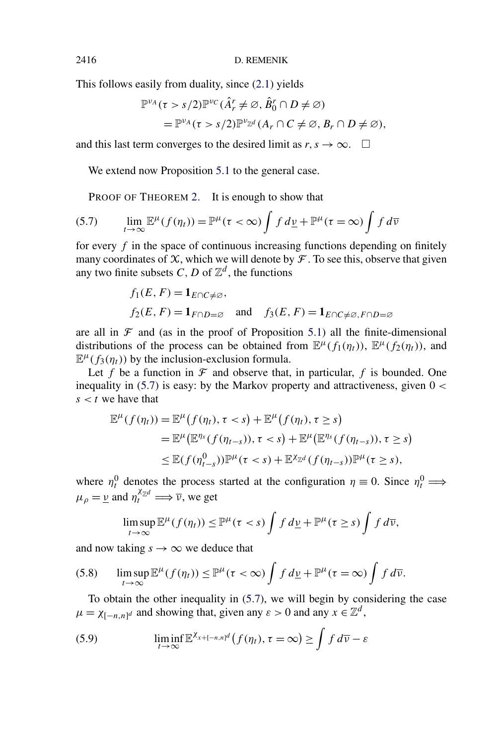This follows easily from duality, since (2.1) yields

$$\begin{aligned}
&\mathbb{P}^{\nu_A}(\tau > s/2)\mathbb{P}^{\nu_C}(\hat{A}_r^r \neq \varnothing, \hat{B}_0^r \cap D \neq \varnothing) \\
&\quad = \mathbb{P}^{\nu_A}(\tau > s/2)\mathbb{P}^{\nu_{\mathbb{Z}^d}}(A_r \cap C \neq \varnothing, B_r \cap D \neq \varnothing),
\end{aligned}$$

and this last term converges to the desired limit as $r, s \to \infty$. $\square$

We extend now Proposition 5.1 to the general case.

PROOF OF THEOREM 2. It is enough to show that

$$\lim_{t\to\infty} \mathbb{E}^{\mu}(f(\eta_t)) = \mathbb{P}^{\mu}(\tau < \infty)\int f\,d\underline{\nu} + \mathbb{P}^{\mu}(\tau = \infty)\int f\,d\overline{\nu} \tag{5.7}$$

for every $f$ in the space of continuous increasing functions depending on finitely many coordinates of $\mathcal{X}$, which we will denote by $\mathcal{F}$. To see this, observe that given any two finite subsets $C, D$ of $\mathbb{Z}^d$, the functions

$$\begin{aligned}
&f_1(E, F) = \mathbf{1}_{E\cap C\neq\varnothing}, \\
&f_2(E, F) = \mathbf{1}_{F\cap D=\varnothing} \quad \text{and} \quad f_3(E, F) = \mathbf{1}_{E\cap C\neq\varnothing, F\cap D=\varnothing}
\end{aligned}$$

are all in $\mathcal{F}$ and (as in the proof of Proposition 5.1) all the finite-dimensional distributions of the process can be obtained from $\mathbb{E}^{\mu}(f_1(\eta_t))$, $\mathbb{E}^{\mu}(f_2(\eta_t))$, and $\mathbb{E}^{\mu}(f_3(\eta_t))$ by the inclusion-exclusion formula.

Let $f$ be a function in $\mathcal{F}$ and observe that, in particular, $f$ is bounded. One inequality in (5.7) is easy: by the Markov property and attractiveness, given $0 < s < t$ we have that

$$\begin{aligned}
\mathbb{E}^{\mu}(f(\eta_t)) &= \mathbb{E}^{\mu}\big(f(\eta_t), \tau < s\big) + \mathbb{E}^{\mu}\big(f(\eta_t), \tau \geq s\big) \\
&= \mathbb{E}^{\mu}\big(\mathbb{E}^{\eta_s}(f(\eta_{t-s})), \tau < s\big) + \mathbb{E}^{\mu}\big(\mathbb{E}^{\eta_s}(f(\eta_{t-s})), \tau \geq s\big) \\
&\leq \mathbb{E}(f(\eta_{t-s}^0))\mathbb{P}^{\mu}(\tau < s) + \mathbb{E}^{\chi_{\mathbb{Z}^d}}(f(\eta_{t-s}))\mathbb{P}^{\mu}(\tau \geq s),
\end{aligned}$$

where $\eta_t^0$ denotes the process started at the configuration $\eta \equiv 0$. Since $\eta_t^0 \Longrightarrow \mu_\rho = \underline{\nu}$ and $\eta_t^{\chi_{\mathbb{Z}^d}} \Longrightarrow \overline{\nu}$, we get

$$\limsup_{t\to\infty} \mathbb{E}^{\mu}(f(\eta_t)) \leq \mathbb{P}^{\mu}(\tau < s)\int f\,d\underline{\nu} + \mathbb{P}^{\mu}(\tau \geq s)\int f\,d\overline{\nu},$$

and now taking $s \to \infty$ we deduce that

$$\limsup_{t\to\infty} \mathbb{E}^{\mu}(f(\eta_t)) \leq \mathbb{P}^{\mu}(\tau < \infty)\int f\,d\underline{\nu} + \mathbb{P}^{\mu}(\tau = \infty)\int f\,d\overline{\nu}. \tag{5.8}$$

To obtain the other inequality in (5.7), we will begin by considering the case $\mu = \chi_{[-n,n]^d}$ and showing that, given any $\varepsilon > 0$ and any $x \in \mathbb{Z}^d$,

$$\liminf_{t\to\infty} \mathbb{E}^{\chi_{x+[-n,n]^d}}\big(f(\eta_t), \tau = \infty\big) \geq \int f\,d\overline{\nu} - \varepsilon \tag{5.9}$$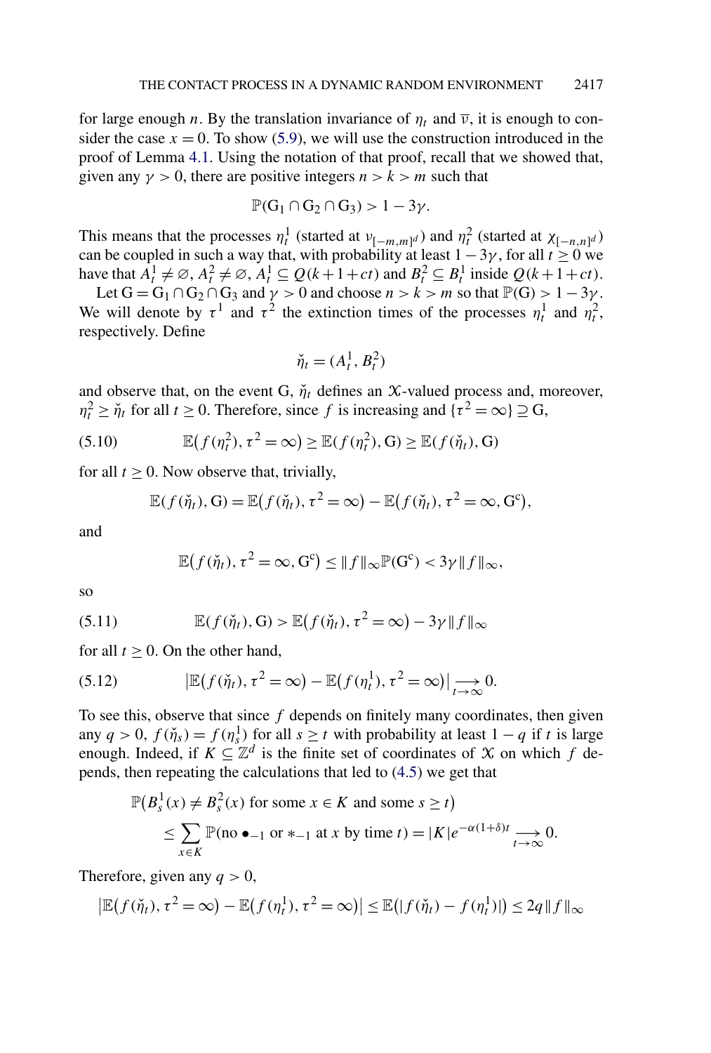for large enough $n$. By the translation invariance of $\eta_t$ and $\overline{\nu}$, it is enough to consider the case $x = 0$. To show (5.9), we will use the construction introduced in the proof of Lemma 4.1. Using the notation of that proof, recall that we showed that, given any $\gamma > 0$, there are positive integers $n > k > m$ such that

$$\mathbb{P}(\mathrm{G}_1 \cap \mathrm{G}_2 \cap \mathrm{G}_3) > 1 - 3\gamma.$$

This means that the processes $\eta_t^1$ (started at $\nu_{[-m,m]^d}$) and $\eta_t^2$ (started at $\chi_{[-n,n]^d}$) can be coupled in such a way that, with probability at least $1 - 3\gamma$, for all $t \geq 0$ we have that $A_t^1 \neq \varnothing$, $A_t^2 \neq \varnothing$, $A_t^1 \subseteq Q(k+1+ct)$ and $B_t^2 \subseteq B_t^1$ inside $Q(k+1+ct)$.

Let $\mathrm{G} = \mathrm{G}_1 \cap \mathrm{G}_2 \cap \mathrm{G}_3$ and $\gamma > 0$ and choose $n > k > m$ so that $\mathbb{P}(\mathrm{G}) > 1 - 3\gamma$. We will denote by $\tau^1$ and $\tau^2$ the extinction times of the processes $\eta_t^1$ and $\eta_t^2$, respectively. Define

$$\check{\eta}_t = (A_t^1, B_t^2)$$

and observe that, on the event G, $\check{\eta}_t$ defines an $\mathcal{X}$-valued process and, moreover, $\eta_t^2 \geq \check{\eta}_t$ for all $t \geq 0$. Therefore, since $f$ is increasing and $\{\tau^2 = \infty\} \supseteq \mathrm{G}$,

$$\mathbb{E}\big(f(\eta_t^2), \tau^2 = \infty\big) \geq \mathbb{E}(f(\eta_t^2), \mathrm{G}) \geq \mathbb{E}(f(\check{\eta}_t), \mathrm{G}) \tag{5.10}$$

for all $t \geq 0$. Now observe that, trivially,

$$\mathbb{E}(f(\check{\eta}_t), \mathrm{G}) = \mathbb{E}\big(f(\check{\eta}_t), \tau^2 = \infty\big) - \mathbb{E}\big(f(\check{\eta}_t), \tau^2 = \infty, \mathrm{G}^{\mathrm{c}}\big),$$

and

$$\mathbb{E}\big(f(\check{\eta}_t), \tau^2 = \infty, \mathrm{G}^{\mathrm{c}}\big) \leq \|f\|_\infty \mathbb{P}(\mathrm{G}^{\mathrm{c}}) < 3\gamma \|f\|_\infty,$$

so

$$\mathbb{E}(f(\check{\eta}_t), \mathrm{G}) > \mathbb{E}\big(f(\check{\eta}_t), \tau^2 = \infty\big) - 3\gamma \|f\|_\infty \tag{5.11}$$

for all $t \geq 0$. On the other hand,

$$\big|\mathbb{E}\big(f(\check{\eta}_t), \tau^2 = \infty\big) - \mathbb{E}\big(f(\eta_t^1), \tau^2 = \infty\big)\big| \underset{t \to \infty}{\longrightarrow} 0. \tag{5.12}$$

To see this, observe that since $f$ depends on finitely many coordinates, then given any $q > 0$, $f(\check{\eta}_s) = f(\eta_s^1)$ for all $s \geq t$ with probability at least $1 - q$ if $t$ is large enough. Indeed, if $K \subseteq \mathbb{Z}^d$ is the finite set of coordinates of $\mathcal{X}$ on which $f$ depends, then repeating the calculations that led to (4.5) we get that

$$\begin{aligned}
&\mathbb{P}\big(B_s^1(x) \neq B_s^2(x) \text{ for some } x \in K \text{ and some } s \geq t\big) \\
&\quad \leq \sum_{x \in K} \mathbb{P}(\text{no } \bullet_{-1} \text{ or } *_{-1} \text{ at } x \text{ by time } t) = |K| e^{-\alpha(1+\delta)t} \underset{t \to \infty}{\longrightarrow} 0.
\end{aligned}$$

Therefore, given any $q > 0$,

$$\big|\mathbb{E}\big(f(\check{\eta}_t), \tau^2 = \infty\big) - \mathbb{E}\big(f(\eta_t^1), \tau^2 = \infty\big)\big| \leq \mathbb{E}\big(|f(\check{\eta}_t) - f(\eta_t^1)|\big) \leq 2q \|f\|_\infty$$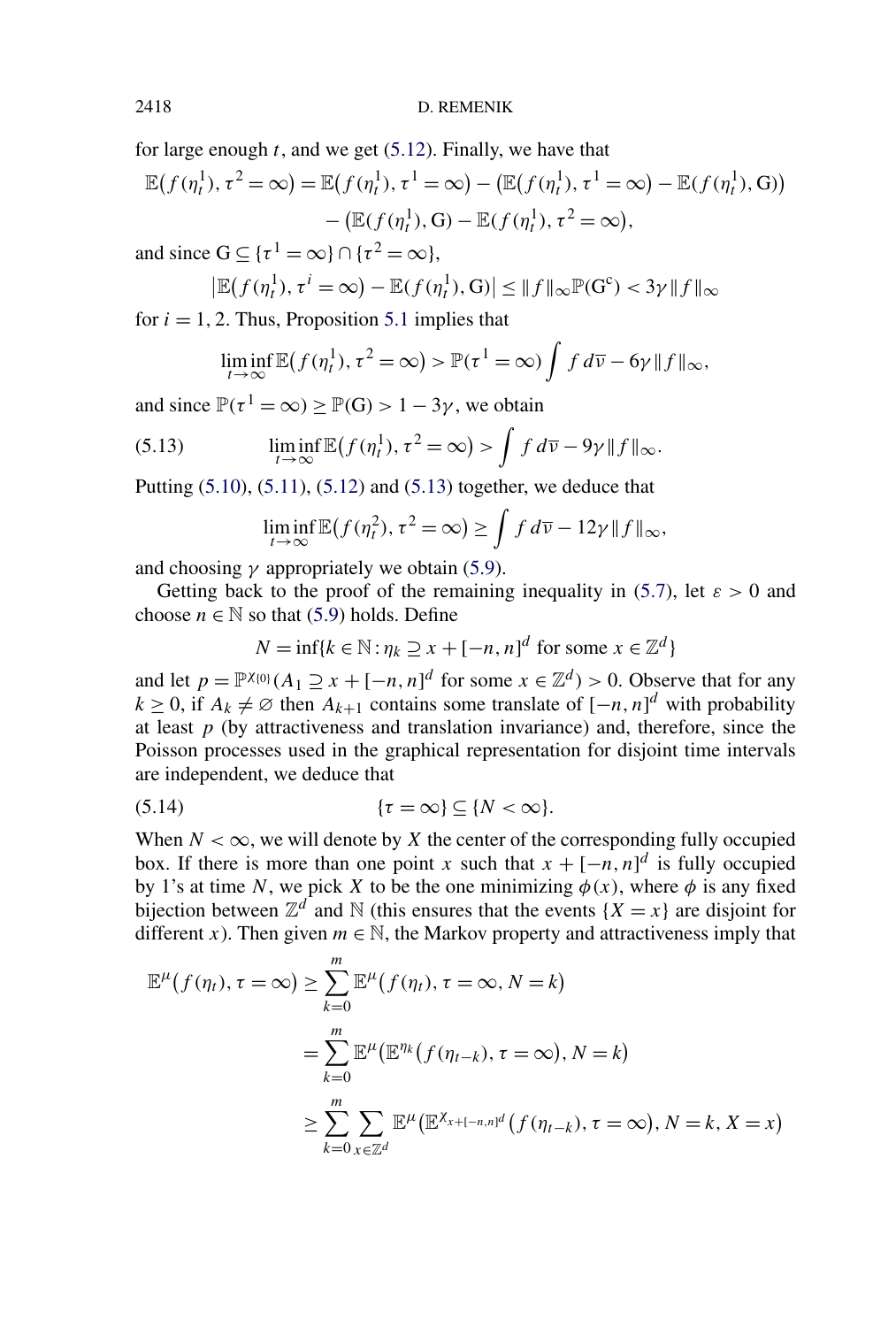for large enough $t$, and we get (5.12). Finally, we have that

$$\mathbb{E}\big(f(\eta_t^1), \tau^2 = \infty\big) = \mathbb{E}\big(f(\eta_t^1), \tau^1 = \infty\big) - \big(\mathbb{E}\big(f(\eta_t^1), \tau^1 = \infty\big) - \mathbb{E}(f(\eta_t^1), \mathrm{G})\big) \\ - \big(\mathbb{E}(f(\eta_t^1), \mathrm{G}) - \mathbb{E}(f(\eta_t^1), \tau^2 = \infty\big),$$

and since $\mathrm{G} \subseteq \{\tau^1 = \infty\} \cap \{\tau^2 = \infty\}$,

$$\big|\mathbb{E}\big(f(\eta_t^1), \tau^i = \infty\big) - \mathbb{E}(f(\eta_t^1), \mathrm{G})\big| \leq \|f\|_\infty \mathbb{P}(\mathrm{G}^\mathrm{c}) < 3\gamma\|f\|_\infty$$

for $i = 1, 2$. Thus, Proposition 5.1 implies that

$$\liminf_{t\to\infty} \mathbb{E}\big(f(\eta_t^1), \tau^2 = \infty\big) > \mathbb{P}(\tau^1 = \infty) \int f \, d\overline{\nu} - 6\gamma\|f\|_\infty,$$

and since $\mathbb{P}(\tau^1 = \infty) \geq \mathbb{P}(\mathrm{G}) > 1 - 3\gamma$, we obtain

$$\liminf_{t\to\infty} \mathbb{E}\big(f(\eta_t^1), \tau^2 = \infty\big) > \int f \, d\overline{\nu} - 9\gamma\|f\|_\infty. \tag{5.13}$$

Putting (5.10), (5.11), (5.12) and (5.13) together, we deduce that

$$\liminf_{t\to\infty} \mathbb{E}\big(f(\eta_t^2), \tau^2 = \infty\big) \geq \int f \, d\overline{\nu} - 12\gamma\|f\|_\infty,$$

and choosing $\gamma$ appropriately we obtain (5.9).

Getting back to the proof of the remaining inequality in (5.7), let $\varepsilon > 0$ and choose $n \in \mathbb{N}$ so that (5.9) holds. Define

$$N = \inf\{k \in \mathbb{N} : \eta_k \supseteq x + [-n, n]^d \text{ for some } x \in \mathbb{Z}^d\}$$

and let $p = \mathbb{P}^{\chi_{\{0\}}}(A_1 \supseteq x + [-n, n]^d \text{ for some } x \in \mathbb{Z}^d) > 0$. Observe that for any $k \geq 0$, if $A_k \neq \varnothing$ then $A_{k+1}$ contains some translate of $[-n, n]^d$ with probability at least $p$ (by attractiveness and translation invariance) and, therefore, since the Poisson processes used in the graphical representation for disjoint time intervals are independent, we deduce that

$$\{\tau = \infty\} \subseteq \{N < \infty\}. \tag{5.14}$$

When $N < \infty$, we will denote by $X$ the center of the corresponding fully occupied box. If there is more than one point $x$ such that $x + [-n, n]^d$ is fully occupied by 1's at time $N$, we pick $X$ to be the one minimizing $\phi(x)$, where $\phi$ is any fixed bijection between $\mathbb{Z}^d$ and $\mathbb{N}$ (this ensures that the events $\{X = x\}$ are disjoint for different $x$). Then given $m \in \mathbb{N}$, the Markov property and attractiveness imply that

$$\begin{aligned}
\mathbb{E}^\mu\big(f(\eta_t), \tau = \infty\big) &\geq \sum_{k=0}^m \mathbb{E}^\mu\big(f(\eta_t), \tau = \infty, N = k\big) \\
&= \sum_{k=0}^m \mathbb{E}^\mu\big(\mathbb{E}^{\eta_k}\big(f(\eta_{t-k}), \tau = \infty\big), N = k\big) \\
&\geq \sum_{k=0}^m \sum_{x\in\mathbb{Z}^d} \mathbb{E}^\mu\big(\mathbb{E}^{\chi_{x+[-n,n]^d}}\big(f(\eta_{t-k}), \tau = \infty\big), N = k, X = x\big)
\end{aligned}$$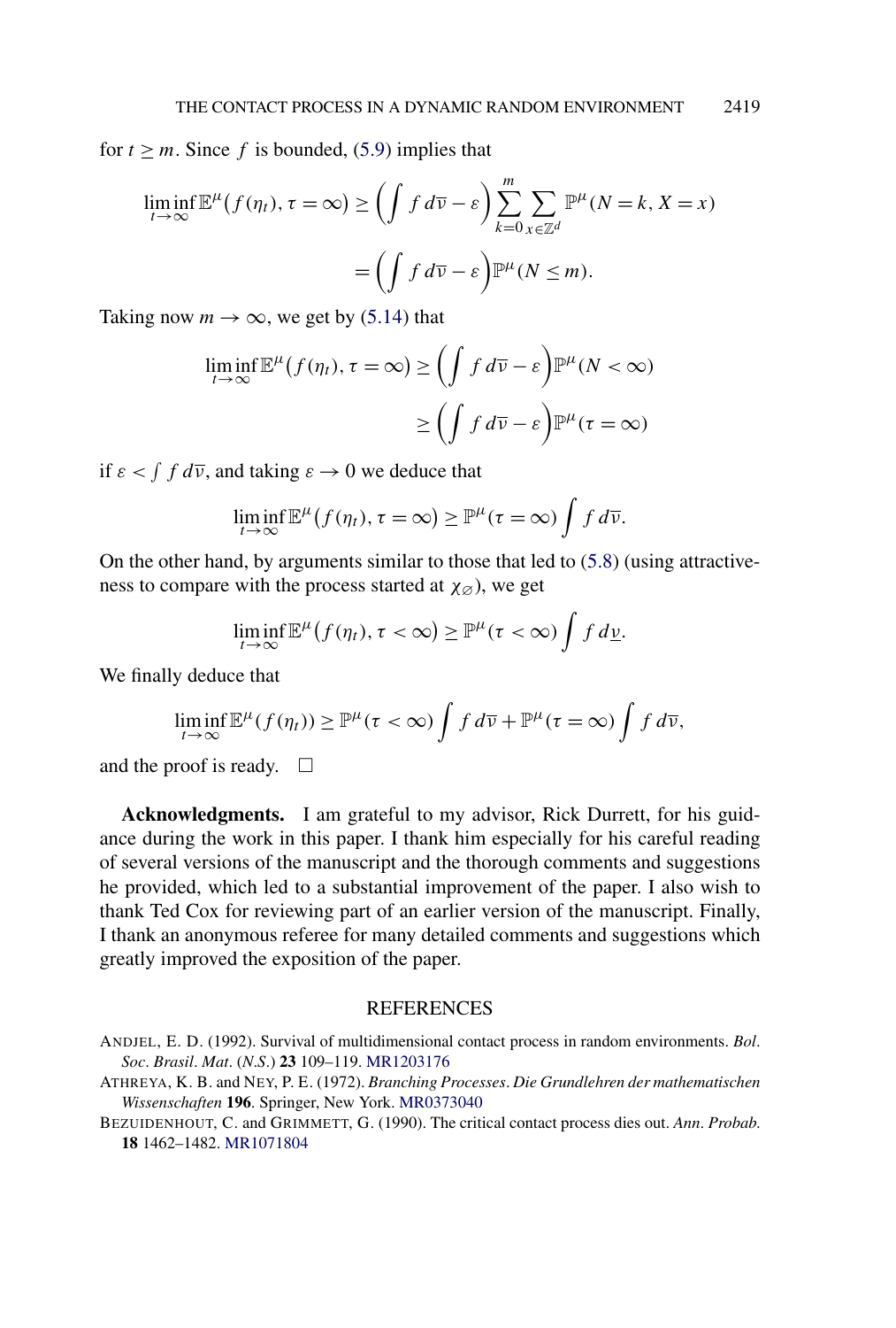for $t \geq m$. Since $f$ is bounded, (5.9) implies that

$$\liminf_{t\to\infty} \mathbb{E}^{\mu}\big(f(\eta_t), \tau = \infty\big) \geq \left(\int f\, d\overline{\nu} - \varepsilon\right) \sum_{k=0}^{m} \sum_{x\in\mathbb{Z}^d} \mathbb{P}^{\mu}(N = k, X = x)$$

$$= \left(\int f\, d\overline{\nu} - \varepsilon\right) \mathbb{P}^{\mu}(N \leq m).$$

Taking now $m \to \infty$, we get by (5.14) that

$$\liminf_{t\to\infty} \mathbb{E}^{\mu}\big(f(\eta_t), \tau = \infty\big) \geq \left(\int f\, d\overline{\nu} - \varepsilon\right) \mathbb{P}^{\mu}(N < \infty)$$

$$\geq \left(\int f\, d\overline{\nu} - \varepsilon\right) \mathbb{P}^{\mu}(\tau = \infty)$$

if $\varepsilon < \int f\, d\overline{\nu}$, and taking $\varepsilon \to 0$ we deduce that

$$\liminf_{t\to\infty} \mathbb{E}^{\mu}\big(f(\eta_t), \tau = \infty\big) \geq \mathbb{P}^{\mu}(\tau = \infty) \int f\, d\overline{\nu}.$$

On the other hand, by arguments similar to those that led to (5.8) (using attractiveness to compare with the process started at $\chi_{\varnothing}$), we get

$$\liminf_{t\to\infty} \mathbb{E}^{\mu}\big(f(\eta_t), \tau < \infty\big) \geq \mathbb{P}^{\mu}(\tau < \infty) \int f\, d\underline{\nu}.$$

We finally deduce that

$$\liminf_{t\to\infty} \mathbb{E}^{\mu}(f(\eta_t)) \geq \mathbb{P}^{\mu}(\tau < \infty) \int f\, d\overline{\nu} + \mathbb{P}^{\mu}(\tau = \infty) \int f\, d\overline{\nu},$$

and the proof is ready. $\square$

**Acknowledgments.** I am grateful to my advisor, Rick Durrett, for his guidance during the work in this paper. I thank him especially for his careful reading of several versions of the manuscript and the thorough comments and suggestions he provided, which led to a substantial improvement of the paper. I also wish to thank Ted Cox for reviewing part of an earlier version of the manuscript. Finally, I thank an anonymous referee for many detailed comments and suggestions which greatly improved the exposition of the paper.

## REFERENCES

ANDJEL, E. D. (1992). Survival of multidimensional contact process in random environments. *Bol. Soc. Brasil. Mat.* (*N.S.*) **23** 109–119. MR1203176

ATHREYA, K. B. and NEY, P. E. (1972). *Branching Processes. Die Grundlehren der mathematischen Wissenschaften* **196**. Springer, New York. MR0373040

BEZUIDENHOUT, C. and GRIMMETT, G. (1990). The critical contact process dies out. *Ann. Probab.* **18** 1462–1482. MR1071804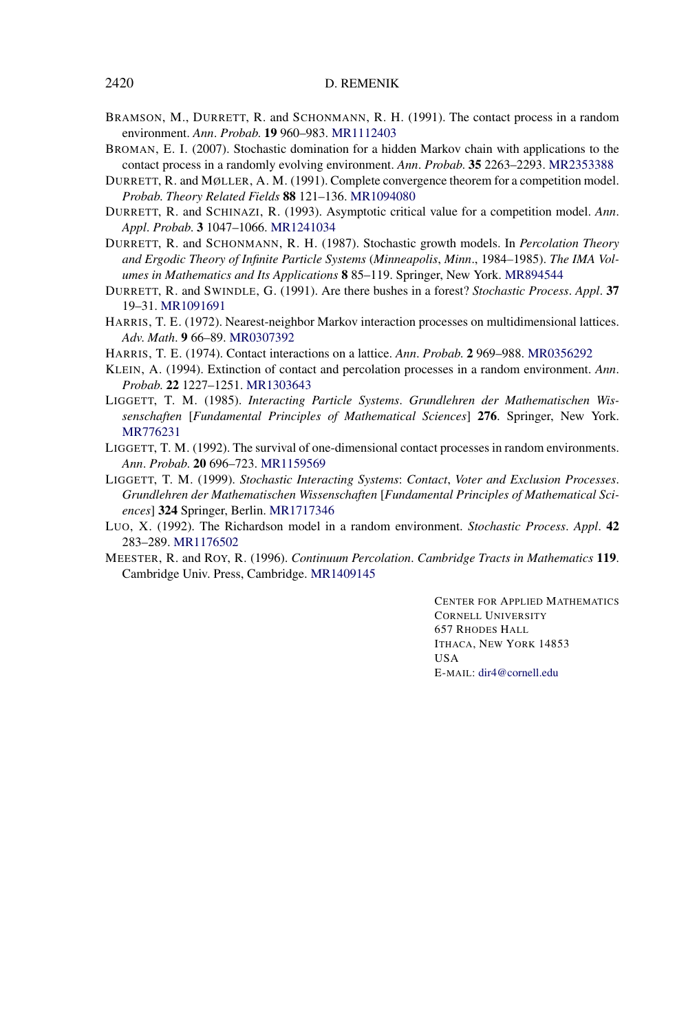BRAMSON, M., DURRETT, R. and SCHONMANN, R. H. (1991). The contact process in a random environment. *Ann. Probab.* **19** 960–983. MR1112403

BROMAN, E. I. (2007). Stochastic domination for a hidden Markov chain with applications to the contact process in a randomly evolving environment. *Ann. Probab.* **35** 2263–2293. MR2353388

DURRETT, R. and MØLLER, A. M. (1991). Complete convergence theorem for a competition model. *Probab. Theory Related Fields* **88** 121–136. MR1094080

DURRETT, R. and SCHINAZI, R. (1993). Asymptotic critical value for a competition model. *Ann. Appl. Probab.* **3** 1047–1066. MR1241034

DURRETT, R. and SCHONMANN, R. H. (1987). Stochastic growth models. In *Percolation Theory and Ergodic Theory of Infinite Particle Systems* (*Minneapolis*, *Minn*., 1984–1985). *The IMA Volumes in Mathematics and Its Applications* **8** 85–119. Springer, New York. MR894544

DURRETT, R. and SWINDLE, G. (1991). Are there bushes in a forest? *Stochastic Process. Appl.* **37** 19–31. MR1091691

HARRIS, T. E. (1972). Nearest-neighbor Markov interaction processes on multidimensional lattices. *Adv. Math.* **9** 66–89. MR0307392

HARRIS, T. E. (1974). Contact interactions on a lattice. *Ann. Probab.* **2** 969–988. MR0356292

KLEIN, A. (1994). Extinction of contact and percolation processes in a random environment. *Ann. Probab.* **22** 1227–1251. MR1303643

LIGGETT, T. M. (1985). *Interacting Particle Systems. Grundlehren der Mathematischen Wissenschaften* [*Fundamental Principles of Mathematical Sciences*] **276**. Springer, New York. MR776231

LIGGETT, T. M. (1992). The survival of one-dimensional contact processes in random environments. *Ann. Probab.* **20** 696–723. MR1159569

LIGGETT, T. M. (1999). *Stochastic Interacting Systems*: *Contact*, *Voter and Exclusion Processes*. *Grundlehren der Mathematischen Wissenschaften* [*Fundamental Principles of Mathematical Sciences*] **324** Springer, Berlin. MR1717346

LUO, X. (1992). The Richardson model in a random environment. *Stochastic Process. Appl.* **42** 283–289. MR1176502

MEESTER, R. and ROY, R. (1996). *Continuum Percolation*. *Cambridge Tracts in Mathematics* **119**. Cambridge Univ. Press, Cambridge. MR1409145

CENTER FOR APPLIED MATHEMATICS
CORNELL UNIVERSITY
657 RHODES HALL
ITHACA, NEW YORK 14853
USA
E-MAIL: dir4@cornell.edu